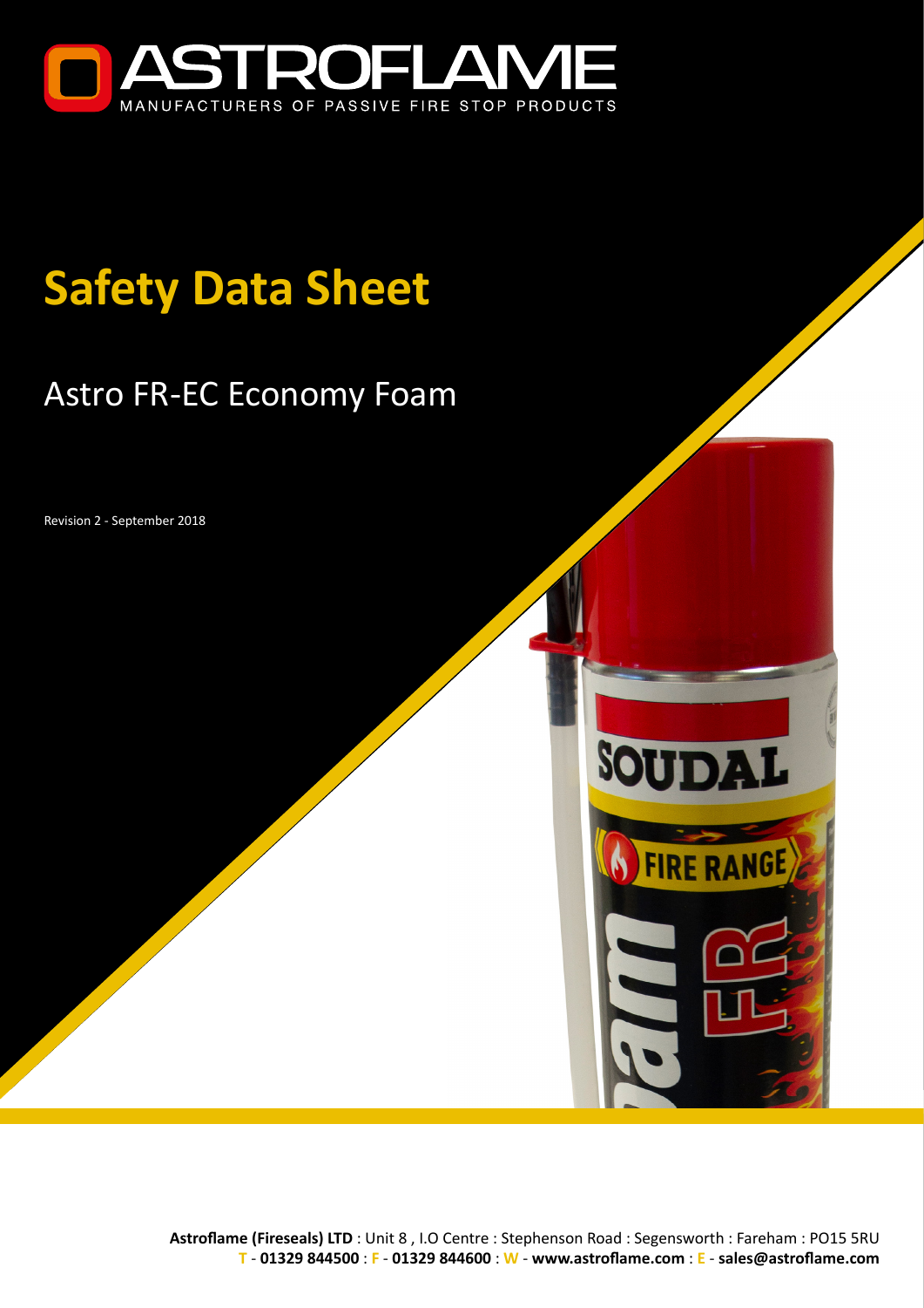ASTROFLAME

MANUFACTURERS OF PASSIVE FIRE STOP PRODUCTS

# Safety Data Sheet

## Astro FR-EC Economy Foam

Revision 2 - September 2018

**Astroflame (Fireseals) LTD** : Unit 8 , I.O Centre : Stephenson Road : Segensworth : Fareham : PO15 5RU
T - **01329 844500** : F - **01329 844600** : W - **www.astroflame.com** : E - **sales@astroflame.com**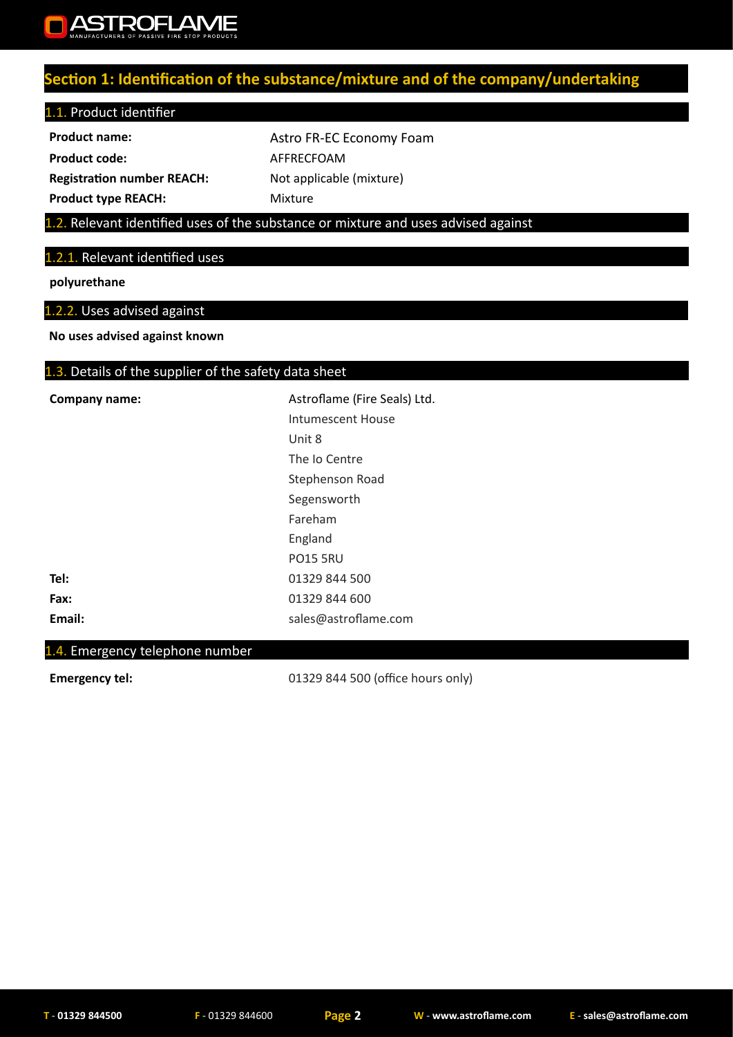## Section 1: Identification of the substance/mixture and of the company/undertaking

### 1.1. Product identifier

| | |
|---|---|
| **Product name:** | Astro FR-EC Economy Foam |
| **Product code:** | AFFRECFOAM |
| **Registration number REACH:** | Not applicable (mixture) |
| **Product type REACH:** | Mixture |

### 1.2. Relevant identified uses of the substance or mixture and uses advised against

#### 1.2.1. Relevant identified uses

**polyurethane**

#### 1.2.2. Uses advised against

**No uses advised against known**

### 1.3. Details of the supplier of the safety data sheet

**Company name:** Astroflame (Fire Seals) Ltd.
Intumescent House
Unit 8
The Io Centre
Stephenson Road
Segensworth
Fareham
England
PO15 5RU

**Tel:** 01329 844 500
**Fax:** 01329 844 600
**Email:** sales@astroflame.com

### 1.4. Emergency telephone number

**Emergency tel:** 01329 844 500 (office hours only)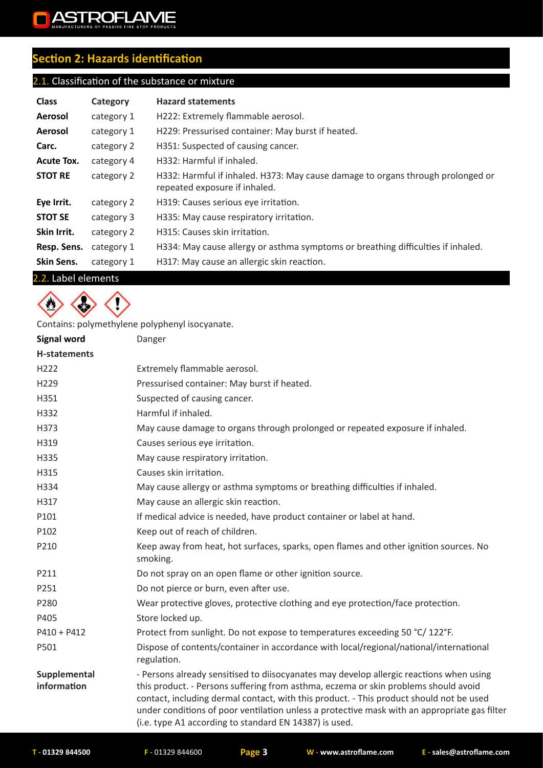## Section 2: Hazards identification

### 2.1. Classification of the substance or mixture

| Class | Category | Hazard statements |
| --- | --- | --- |
| **Aerosol** | category 1 | H222: Extremely flammable aerosol. |
| **Aerosol** | category 1 | H229: Pressurised container: May burst if heated. |
| **Carc.** | category 2 | H351: Suspected of causing cancer. |
| **Acute Tox.** | category 4 | H332: Harmful if inhaled. |
| **STOT RE** | category 2 | H332: Harmful if inhaled. H373: May cause damage to organs through prolonged or repeated exposure if inhaled. |
| **Eye Irrit.** | category 2 | H319: Causes serious eye irritation. |
| **STOT SE** | category 3 | H335: May cause respiratory irritation. |
| **Skin Irrit.** | category 2 | H315: Causes skin irritation. |
| **Resp. Sens.** | category 1 | H334: May cause allergy or asthma symptoms or breathing difficulties if inhaled. |
| **Skin Sens.** | category 1 | H317: May cause an allergic skin reaction. |

### 2.2. Label elements

Contains: polymethylene polyphenyl isocyanate.

| | |
| --- | --- |
| **Signal word** | Danger |
| **H-statements** | |
| H222 | Extremely flammable aerosol. |
| H229 | Pressurised container: May burst if heated. |
| H351 | Suspected of causing cancer. |
| H332 | Harmful if inhaled. |
| H373 | May cause damage to organs through prolonged or repeated exposure if inhaled. |
| H319 | Causes serious eye irritation. |
| H335 | May cause respiratory irritation. |
| H315 | Causes skin irritation. |
| H334 | May cause allergy or asthma symptoms or breathing difficulties if inhaled. |
| H317 | May cause an allergic skin reaction. |
| P101 | If medical advice is needed, have product container or label at hand. |
| P102 | Keep out of reach of children. |
| P210 | Keep away from heat, hot surfaces, sparks, open flames and other ignition sources. No smoking. |
| P211 | Do not spray on an open flame or other ignition source. |
| P251 | Do not pierce or burn, even after use. |
| P280 | Wear protective gloves, protective clothing and eye protection/face protection. |
| P405 | Store locked up. |
| P410 + P412 | Protect from sunlight. Do not expose to temperatures exceeding 50 °C/ 122°F. |
| P501 | Dispose of contents/container in accordance with local/regional/national/international regulation. |
| **Supplemental information** | - Persons already sensitised to diisocyanates may develop allergic reactions when using this product. - Persons suffering from asthma, eczema or skin problems should avoid contact, including dermal contact, with this product. - This product should not be used under conditions of poor ventilation unless a protective mask with an appropriate gas filter (i.e. type A1 according to standard EN 14387) is used. |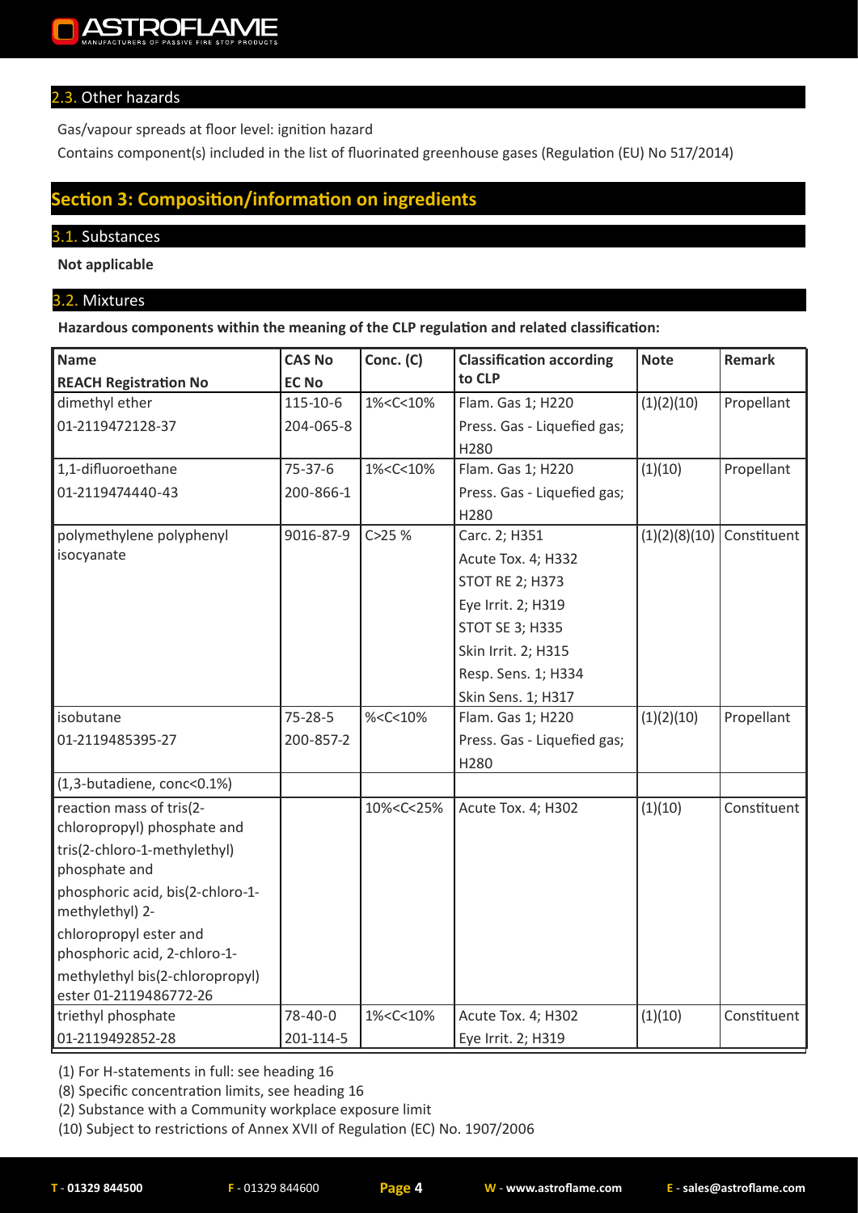### 2.3. Other hazards

Gas/vapour spreads at floor level: ignition hazard

Contains component(s) included in the list of fluorinated greenhouse gases (Regulation (EU) No 517/2014)

## Section 3: Composition/information on ingredients

### 3.1. Substances

**Not applicable**

### 3.2. Mixtures

**Hazardous components within the meaning of the CLP regulation and related classification:**

| Name<br>REACH Registration No | CAS No<br>EC No | Conc. (C) | Classification according to CLP | Note | Remark |
|---|---|---|---|---|---|
| dimethyl ether<br>01-2119472128-37 | 115-10-6<br>204-065-8 | 1%<C<10% | Flam. Gas 1; H220<br>Press. Gas - Liquefied gas; H280 | (1)(2)(10) | Propellant |
| 1,1-difluoroethane<br>01-2119474440-43 | 75-37-6<br>200-866-1 | 1%<C<10% | Flam. Gas 1; H220<br>Press. Gas - Liquefied gas; H280 | (1)(10) | Propellant |
| polymethylene polyphenyl isocyanate | 9016-87-9 | C>25 % | Carc. 2; H351<br>Acute Tox. 4; H332<br>STOT RE 2; H373<br>Eye Irrit. 2; H319<br>STOT SE 3; H335<br>Skin Irrit. 2; H315<br>Resp. Sens. 1; H334<br>Skin Sens. 1; H317 | (1)(2)(8)(10) | Constituent |
| isobutane<br>01-2119485395-27 | 75-28-5<br>200-857-2 | %<C<10% | Flam. Gas 1; H220<br>Press. Gas - Liquefied gas; H280 | (1)(2)(10) | Propellant |
| (1,3-butadiene, conc<0.1%) | | | | | |
| reaction mass of tris(2-chloropropyl) phosphate and tris(2-chloro-1-methylethyl) phosphate and phosphoric acid, bis(2-chloro-1-methylethyl) 2-chloropropyl ester and phosphoric acid, 2-chloro-1-methylethyl bis(2-chloropropyl) ester 01-2119486772-26 | | 10%<C<25% | Acute Tox. 4; H302 | (1)(10) | Constituent |
| triethyl phosphate<br>01-2119492852-28 | 78-40-0<br>201-114-5 | 1%<C<10% | Acute Tox. 4; H302<br>Eye Irrit. 2; H319 | (1)(10) | Constituent |

(1) For H-statements in full: see heading 16

(8) Specific concentration limits, see heading 16

(2) Substance with a Community workplace exposure limit

(10) Subject to restrictions of Annex XVII of Regulation (EC) No. 1907/2006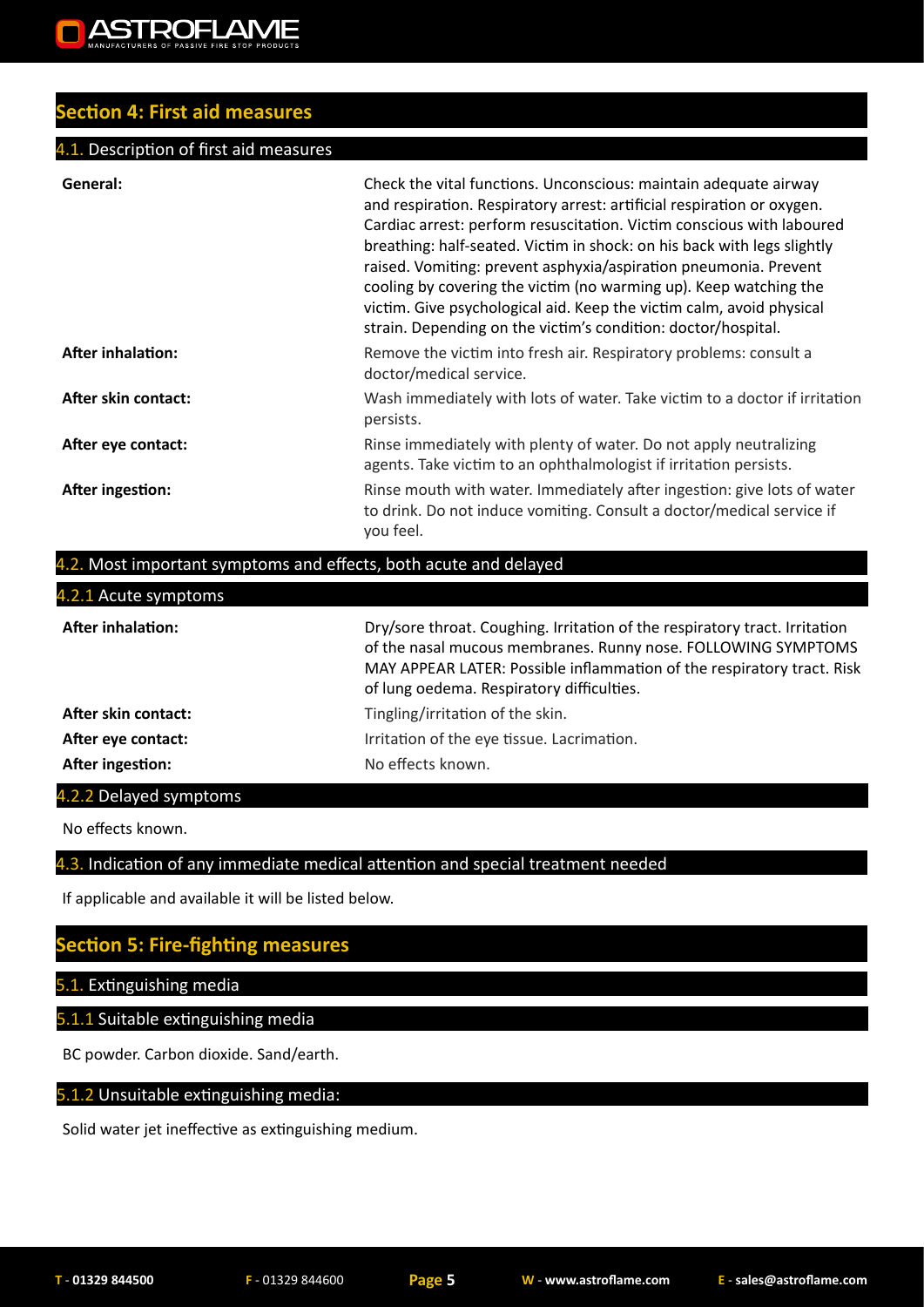## Section 4: First aid measures

### 4.1. Description of first aid measures

| | |
|---|---|
| **General:** | Check the vital functions. Unconscious: maintain adequate airway and respiration. Respiratory arrest: artificial respiration or oxygen. Cardiac arrest: perform resuscitation. Victim conscious with laboured breathing: half-seated. Victim in shock: on his back with legs slightly raised. Vomiting: prevent asphyxia/aspiration pneumonia. Prevent cooling by covering the victim (no warming up). Keep watching the victim. Give psychological aid. Keep the victim calm, avoid physical strain. Depending on the victim's condition: doctor/hospital. |
| **After inhalation:** | Remove the victim into fresh air. Respiratory problems: consult a doctor/medical service. |
| **After skin contact:** | Wash immediately with lots of water. Take victim to a doctor if irritation persists. |
| **After eye contact:** | Rinse immediately with plenty of water. Do not apply neutralizing agents. Take victim to an ophthalmologist if irritation persists. |
| **After ingestion:** | Rinse mouth with water. Immediately after ingestion: give lots of water to drink. Do not induce vomiting. Consult a doctor/medical service if you feel. |

### 4.2. Most important symptoms and effects, both acute and delayed

#### 4.2.1 Acute symptoms

| | |
|---|---|
| **After inhalation:** | Dry/sore throat. Coughing. Irritation of the respiratory tract. Irritation of the nasal mucous membranes. Runny nose. FOLLOWING SYMPTOMS MAY APPEAR LATER: Possible inflammation of the respiratory tract. Risk of lung oedema. Respiratory difficulties. |
| **After skin contact:** | Tingling/irritation of the skin. |
| **After eye contact:** | Irritation of the eye tissue. Lacrimation. |
| **After ingestion:** | No effects known. |

#### 4.2.2 Delayed symptoms

No effects known.

### 4.3. Indication of any immediate medical attention and special treatment needed

If applicable and available it will be listed below.

## Section 5: Fire-fighting measures

### 5.1. Extinguishing media

#### 5.1.1 Suitable extinguishing media

BC powder. Carbon dioxide. Sand/earth.

#### 5.1.2 Unsuitable extinguishing media:

Solid water jet ineffective as extinguishing medium.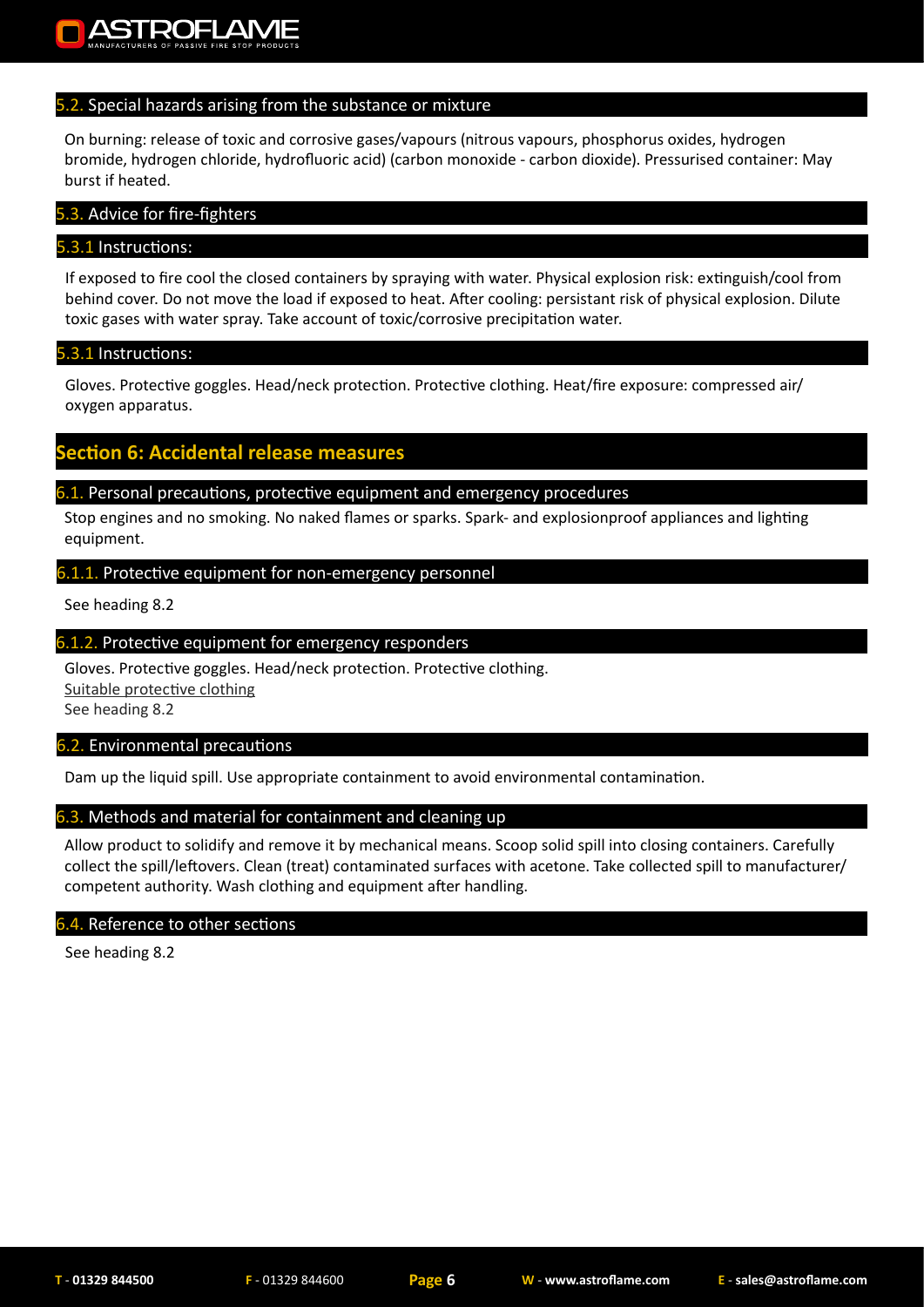### 5.2. Special hazards arising from the substance or mixture

On burning: release of toxic and corrosive gases/vapours (nitrous vapours, phosphorus oxides, hydrogen bromide, hydrogen chloride, hydrofluoric acid) (carbon monoxide - carbon dioxide). Pressurised container: May burst if heated.

### 5.3. Advice for fire-fighters

#### 5.3.1 Instructions:

If exposed to fire cool the closed containers by spraying with water. Physical explosion risk: extinguish/cool from behind cover. Do not move the load if exposed to heat. After cooling: persistant risk of physical explosion. Dilute toxic gases with water spray. Take account of toxic/corrosive precipitation water.

#### 5.3.1 Instructions:

Gloves. Protective goggles. Head/neck protection. Protective clothing. Heat/fire exposure: compressed air/ oxygen apparatus.

## Section 6: Accidental release measures

### 6.1. Personal precautions, protective equipment and emergency procedures

Stop engines and no smoking. No naked flames or sparks. Spark- and explosionproof appliances and lighting equipment.

#### 6.1.1. Protective equipment for non-emergency personnel

See heading 8.2

#### 6.1.2. Protective equipment for emergency responders

Gloves. Protective goggles. Head/neck protection. Protective clothing.

Suitable protective clothing

See heading 8.2

### 6.2. Environmental precautions

Dam up the liquid spill. Use appropriate containment to avoid environmental contamination.

### 6.3. Methods and material for containment and cleaning up

Allow product to solidify and remove it by mechanical means. Scoop solid spill into closing containers. Carefully collect the spill/leftovers. Clean (treat) contaminated surfaces with acetone. Take collected spill to manufacturer/ competent authority. Wash clothing and equipment after handling.

### 6.4. Reference to other sections

See heading 8.2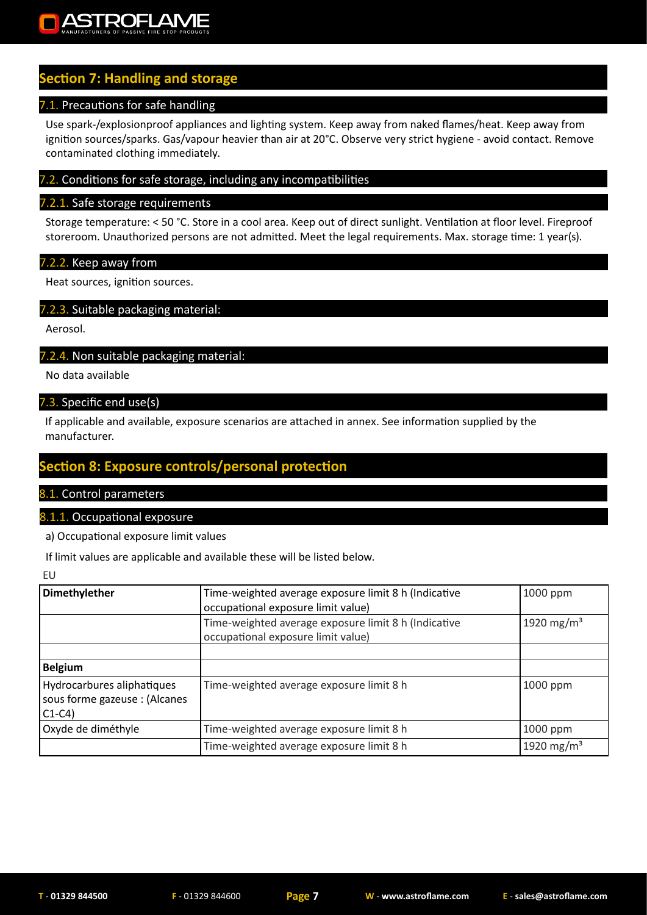## Section 7: Handling and storage

### 7.1. Precautions for safe handling

Use spark-/explosionproof appliances and lighting system. Keep away from naked flames/heat. Keep away from ignition sources/sparks. Gas/vapour heavier than air at 20°C. Observe very strict hygiene - avoid contact. Remove contaminated clothing immediately.

### 7.2. Conditions for safe storage, including any incompatibilities

#### 7.2.1. Safe storage requirements

Storage temperature: < 50 °C. Store in a cool area. Keep out of direct sunlight. Ventilation at floor level. Fireproof storeroom. Unauthorized persons are not admitted. Meet the legal requirements. Max. storage time: 1 year(s).

#### 7.2.2. Keep away from

Heat sources, ignition sources.

#### 7.2.3. Suitable packaging material:

Aerosol.

#### 7.2.4. Non suitable packaging material:

No data available

### 7.3. Specific end use(s)

If applicable and available, exposure scenarios are attached in annex. See information supplied by the manufacturer.

## Section 8: Exposure controls/personal protection

### 8.1. Control parameters

#### 8.1.1. Occupational exposure

a) Occupational exposure limit values

If limit values are applicable and available these will be listed below.

EU

| Dimethylether | Time-weighted average exposure limit 8 h (Indicative occupational exposure limit value) | 1000 ppm |
|---|---|---|
| | Time-weighted average exposure limit 8 h (Indicative occupational exposure limit value) | 1920 mg/m³ |
| | | |
| **Belgium** | | |
| Hydrocarbures aliphatiques sous forme gazeuse : (Alcanes C1-C4) | Time-weighted average exposure limit 8 h | 1000 ppm |
| Oxyde de diméthyle | Time-weighted average exposure limit 8 h | 1000 ppm |
| | Time-weighted average exposure limit 8 h | 1920 mg/m³ |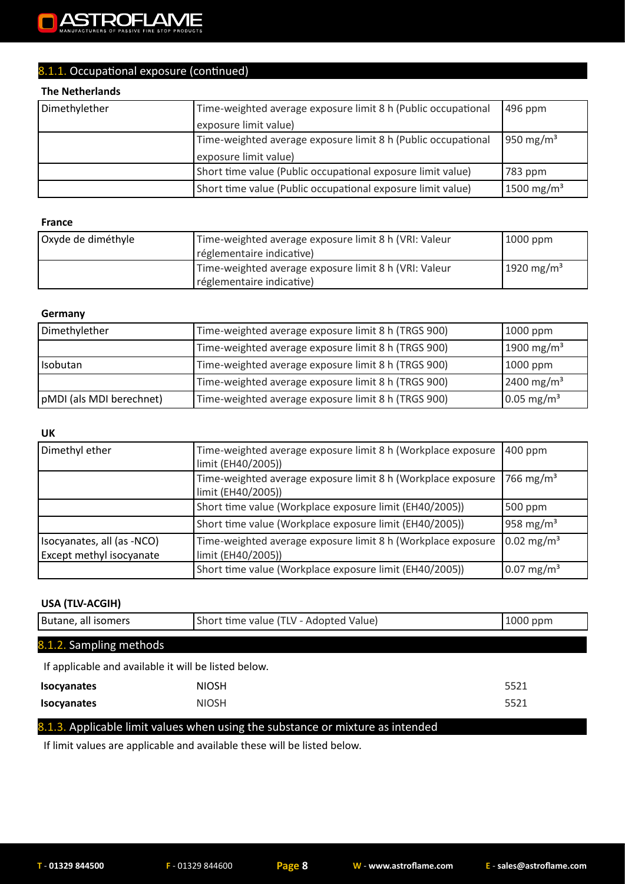### 8.1.1. Occupational exposure (continued)

**The Netherlands**

| | | |
|---|---|---|
| Dimethylether | Time-weighted average exposure limit 8 h (Public occupational exposure limit value) | 496 ppm |
| | Time-weighted average exposure limit 8 h (Public occupational exposure limit value) | 950 mg/m³ |
| | Short time value (Public occupational exposure limit value) | 783 ppm |
| | Short time value (Public occupational exposure limit value) | 1500 mg/m³ |

**France**

| | | |
|---|---|---|
| Oxyde de diméthyle | Time-weighted average exposure limit 8 h (VRI: Valeur réglementaire indicative) | 1000 ppm |
| | Time-weighted average exposure limit 8 h (VRI: Valeur réglementaire indicative) | 1920 mg/m³ |

**Germany**

| | | |
|---|---|---|
| Dimethylether | Time-weighted average exposure limit 8 h (TRGS 900) | 1000 ppm |
| | Time-weighted average exposure limit 8 h (TRGS 900) | 1900 mg/m³ |
| Isobutan | Time-weighted average exposure limit 8 h (TRGS 900) | 1000 ppm |
| | Time-weighted average exposure limit 8 h (TRGS 900) | 2400 mg/m³ |
| pMDI (als MDI berechnet) | Time-weighted average exposure limit 8 h (TRGS 900) | 0.05 mg/m³ |

**UK**

| | | |
|---|---|---|
| Dimethyl ether | Time-weighted average exposure limit 8 h (Workplace exposure limit (EH40/2005)) | 400 ppm |
| | Time-weighted average exposure limit 8 h (Workplace exposure limit (EH40/2005)) | 766 mg/m³ |
| | Short time value (Workplace exposure limit (EH40/2005)) | 500 ppm |
| | Short time value (Workplace exposure limit (EH40/2005)) | 958 mg/m³ |
| Isocyanates, all (as -NCO) Except methyl isocyanate | Time-weighted average exposure limit 8 h (Workplace exposure limit (EH40/2005)) | 0.02 mg/m³ |
| | Short time value (Workplace exposure limit (EH40/2005)) | 0.07 mg/m³ |

**USA (TLV-ACGIH)**

| | | |
|---|---|---|
| Butane, all isomers | Short time value (TLV - Adopted Value) | 1000 ppm |

### 8.1.2. Sampling methods

If applicable and available it will be listed below.

| | | |
|---|---|---|
| **Isocyanates** | NIOSH | 5521 |
| **Isocyanates** | NIOSH | 5521 |

### 8.1.3. Applicable limit values when using the substance or mixture as intended

If limit values are applicable and available these will be listed below.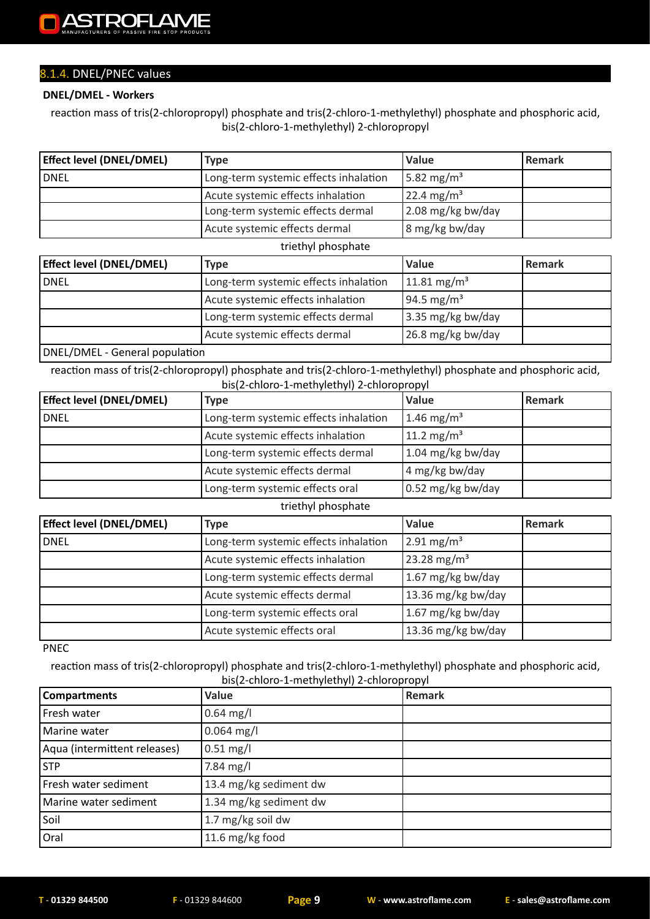## 8.1.4. DNEL/PNEC values

**DNEL/DMEL - Workers**

reaction mass of tris(2-chloropropyl) phosphate and tris(2-chloro-1-methylethyl) phosphate and phosphoric acid, bis(2-chloro-1-methylethyl) 2-chloropropyl

| Effect level (DNEL/DMEL) | Type | Value | Remark |
|---|---|---|---|
| DNEL | Long-term systemic effects inhalation | 5.82 $mg/m^3$ | |
| | Acute systemic effects inhalation | 22.4 $mg/m^3$ | |
| | Long-term systemic effects dermal | 2.08 mg/kg bw/day | |
| | Acute systemic effects dermal | 8 mg/kg bw/day | |

triethyl phosphate

| Effect level (DNEL/DMEL) | Type | Value | Remark |
|---|---|---|---|
| DNEL | Long-term systemic effects inhalation | 11.81 $mg/m^3$ | |
| | Acute systemic effects inhalation | 94.5 $mg/m^3$ | |
| | Long-term systemic effects dermal | 3.35 mg/kg bw/day | |
| | Acute systemic effects dermal | 26.8 mg/kg bw/day | |

DNEL/DMEL - General population

reaction mass of tris(2-chloropropyl) phosphate and tris(2-chloro-1-methylethyl) phosphate and phosphoric acid, bis(2-chloro-1-methylethyl) 2-chloropropyl

| Effect level (DNEL/DMEL) | Type | Value | Remark |
|---|---|---|---|
| DNEL | Long-term systemic effects inhalation | 1.46 $mg/m^3$ | |
| | Acute systemic effects inhalation | 11.2 $mg/m^3$ | |
| | Long-term systemic effects dermal | 1.04 mg/kg bw/day | |
| | Acute systemic effects dermal | 4 mg/kg bw/day | |
| | Long-term systemic effects oral | 0.52 mg/kg bw/day | |

triethyl phosphate

| Effect level (DNEL/DMEL) | Type | Value | Remark |
|---|---|---|---|
| DNEL | Long-term systemic effects inhalation | 2.91 $mg/m^3$ | |
| | Acute systemic effects inhalation | 23.28 $mg/m^3$ | |
| | Long-term systemic effects dermal | 1.67 mg/kg bw/day | |
| | Acute systemic effects dermal | 13.36 mg/kg bw/day | |
| | Long-term systemic effects oral | 1.67 mg/kg bw/day | |
| | Acute systemic effects oral | 13.36 mg/kg bw/day | |

PNEC

reaction mass of tris(2-chloropropyl) phosphate and tris(2-chloro-1-methylethyl) phosphate and phosphoric acid, bis(2-chloro-1-methylethyl) 2-chloropropyl

| Compartments | Value | Remark |
|---|---|---|
| Fresh water | 0.64 mg/l | |
| Marine water | 0.064 mg/l | |
| Aqua (intermittent releases) | 0.51 mg/l | |
| STP | 7.84 mg/l | |
| Fresh water sediment | 13.4 mg/kg sediment dw | |
| Marine water sediment | 1.34 mg/kg sediment dw | |
| Soil | 1.7 mg/kg soil dw | |
| Oral | 11.6 mg/kg food | |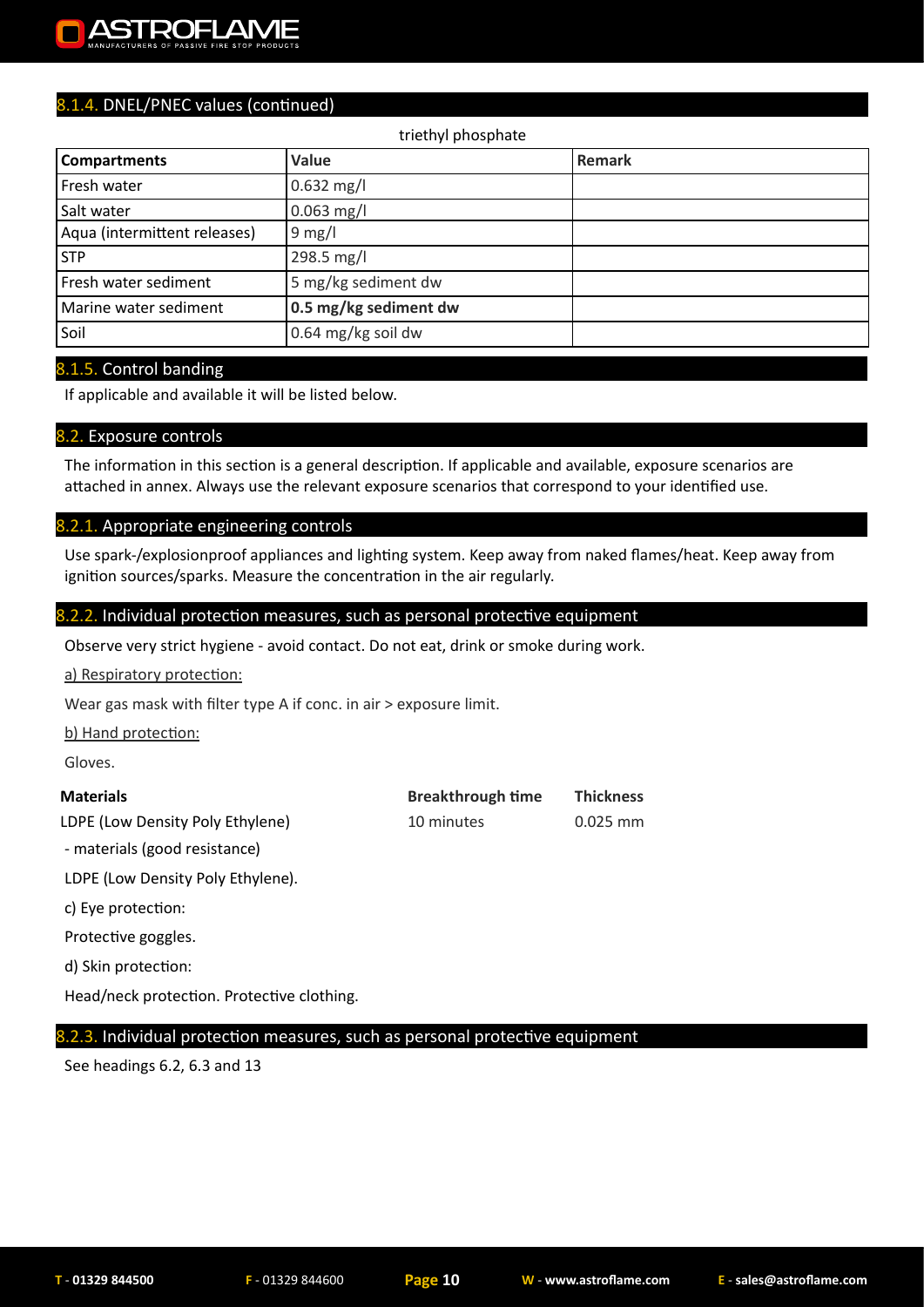### 8.1.4. DNEL/PNEC values (continued)

triethyl phosphate

| Compartments | Value | Remark |
|---|---|---|
| Fresh water | 0.632 mg/l | |
| Salt water | 0.063 mg/l | |
| Aqua (intermittent releases) | 9 mg/l | |
| STP | 298.5 mg/l | |
| Fresh water sediment | 5 mg/kg sediment dw | |
| Marine water sediment | **0.5 mg/kg sediment dw** | |
| Soil | 0.64 mg/kg soil dw | |

### 8.1.5. Control banding

If applicable and available it will be listed below.

### 8.2. Exposure controls

The information in this section is a general description. If applicable and available, exposure scenarios are attached in annex. Always use the relevant exposure scenarios that correspond to your identified use.

### 8.2.1. Appropriate engineering controls

Use spark-/explosionproof appliances and lighting system. Keep away from naked flames/heat. Keep away from ignition sources/sparks. Measure the concentration in the air regularly.

### 8.2.2. Individual protection measures, such as personal protective equipment

Observe very strict hygiene - avoid contact. Do not eat, drink or smoke during work.

a) Respiratory protection:

Wear gas mask with filter type A if conc. in air > exposure limit.

b) Hand protection:

Gloves.

| Materials | Breakthrough time | Thickness |
|---|---|---|
| LDPE (Low Density Poly Ethylene) | 10 minutes | 0.025 mm |

- materials (good resistance)

LDPE (Low Density Poly Ethylene).

c) Eye protection:

Protective goggles.

d) Skin protection:

Head/neck protection. Protective clothing.

### 8.2.3. Individual protection measures, such as personal protective equipment

See headings 6.2, 6.3 and 13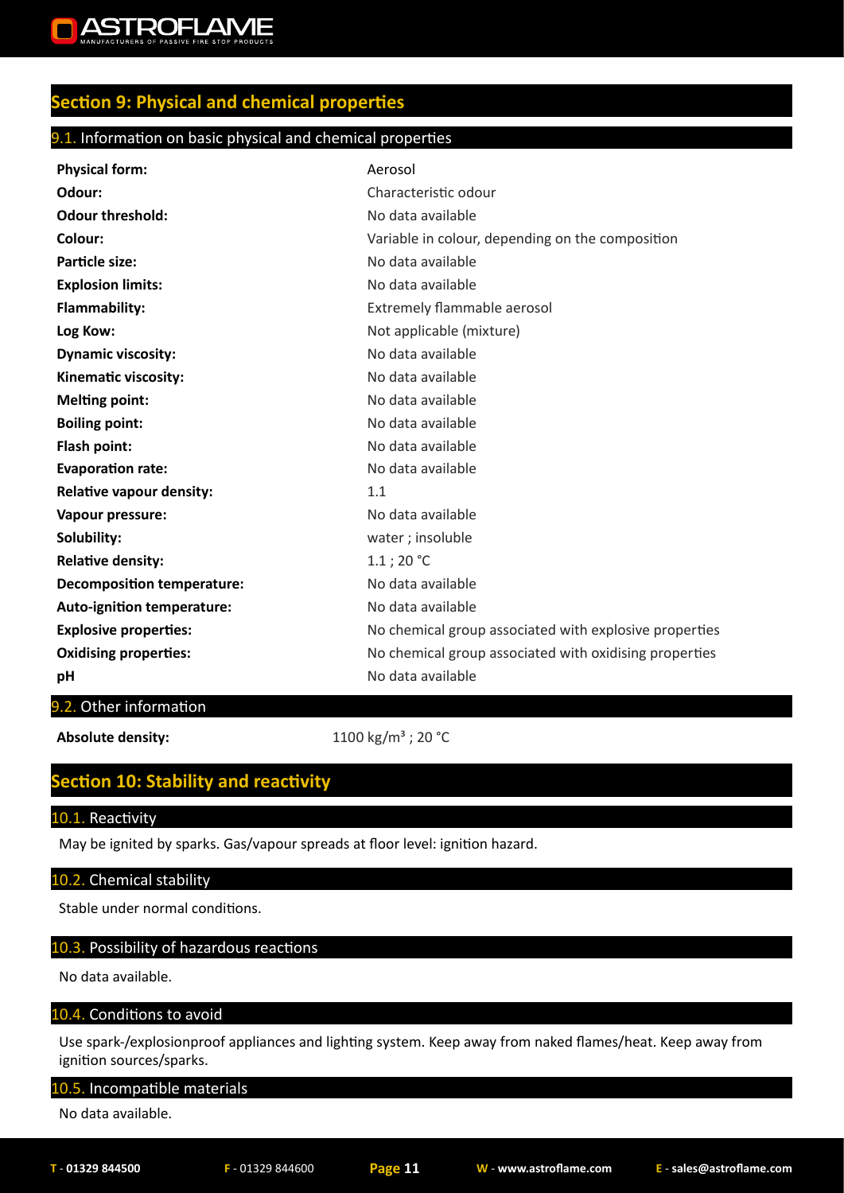## Section 9: Physical and chemical properties

### 9.1. Information on basic physical and chemical properties

| | |
|---|---|
| **Physical form:** | Aerosol |
| **Odour:** | Characteristic odour |
| **Odour threshold:** | No data available |
| **Colour:** | Variable in colour, depending on the composition |
| **Particle size:** | No data available |
| **Explosion limits:** | No data available |
| **Flammability:** | Extremely flammable aerosol |
| **Log Kow:** | Not applicable (mixture) |
| **Dynamic viscosity:** | No data available |
| **Kinematic viscosity:** | No data available |
| **Melting point:** | No data available |
| **Boiling point:** | No data available |
| **Flash point:** | No data available |
| **Evaporation rate:** | No data available |
| **Relative vapour density:** | 1.1 |
| **Vapour pressure:** | No data available |
| **Solubility:** | water ; insoluble |
| **Relative density:** | 1.1 ; 20 °C |
| **Decomposition temperature:** | No data available |
| **Auto-ignition temperature:** | No data available |
| **Explosive properties:** | No chemical group associated with explosive properties |
| **Oxidising properties:** | No chemical group associated with oxidising properties |
| **pH** | No data available |

### 9.2. Other information

**Absolute density:** 1100 kg/m³ ; 20 °C

## Section 10: Stability and reactivity

### 10.1. Reactivity

May be ignited by sparks. Gas/vapour spreads at floor level: ignition hazard.

### 10.2. Chemical stability

Stable under normal conditions.

### 10.3. Possibility of hazardous reactions

No data available.

### 10.4. Conditions to avoid

Use spark-/explosionproof appliances and lighting system. Keep away from naked flames/heat. Keep away from ignition sources/sparks.

### 10.5. Incompatible materials

No data available.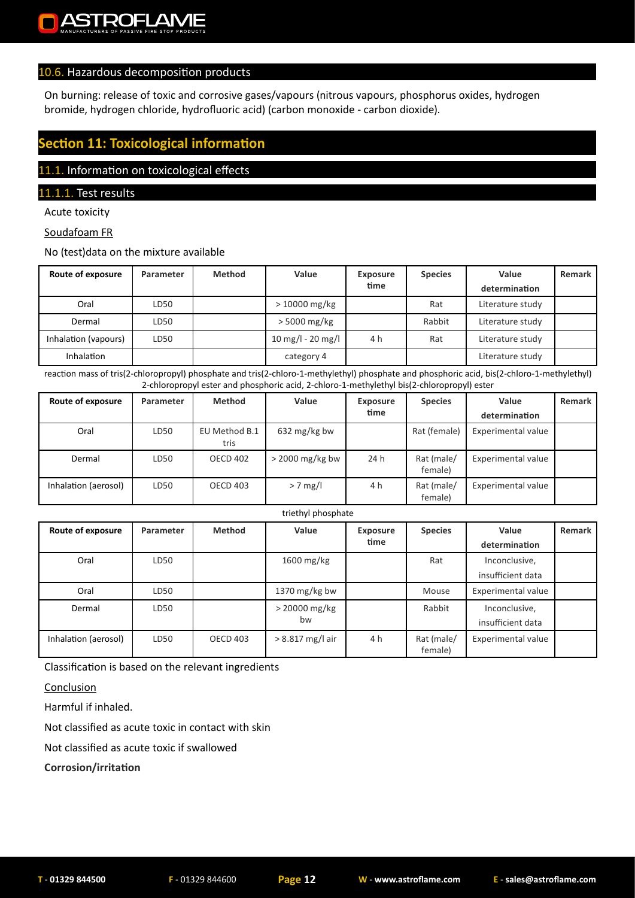### 10.6. Hazardous decomposition products

On burning: release of toxic and corrosive gases/vapours (nitrous vapours, phosphorus oxides, hydrogen bromide, hydrogen chloride, hydrofluoric acid) (carbon monoxide - carbon dioxide).

## Section 11: Toxicological information

### 11.1. Information on toxicological effects

### 11.1.1. Test results

Acute toxicity

Soudafoam FR

No (test)data on the mixture available

| Route of exposure | Parameter | Method | Value | Exposure time | Species | Value determination | Remark |
|---|---|---|---|---|---|---|---|
| Oral | LD50 | | > 10000 mg/kg | | Rat | Literature study | |
| Dermal | LD50 | | > 5000 mg/kg | | Rabbit | Literature study | |
| Inhalation (vapours) | LD50 | | 10 mg/l - 20 mg/l | 4 h | Rat | Literature study | |
| Inhalation | | | category 4 | | | Literature study | |

reaction mass of tris(2-chloropropyl) phosphate and tris(2-chloro-1-methylethyl) phosphate and phosphoric acid, bis(2-chloro-1-methylethyl) 2-chloropropyl ester and phosphoric acid, 2-chloro-1-methylethyl bis(2-chloropropyl) ester

| Route of exposure | Parameter | Method | Value | Exposure time | Species | Value determination | Remark |
|---|---|---|---|---|---|---|---|
| Oral | LD50 | EU Method B.1 tris | 632 mg/kg bw | | Rat (female) | Experimental value | |
| Dermal | LD50 | OECD 402 | > 2000 mg/kg bw | 24 h | Rat (male/ female) | Experimental value | |
| Inhalation (aerosol) | LD50 | OECD 403 | > 7 mg/l | 4 h | Rat (male/ female) | Experimental value | |

triethyl phosphate

| Route of exposure | Parameter | Method | Value | Exposure time | Species | Value determination | Remark |
|---|---|---|---|---|---|---|---|
| Oral | LD50 | | 1600 mg/kg | | Rat | Inconclusive, insufficient data | |
| Oral | LD50 | | 1370 mg/kg bw | | Mouse | Experimental value | |
| Dermal | LD50 | | > 20000 mg/kg bw | | Rabbit | Inconclusive, insufficient data | |
| Inhalation (aerosol) | LD50 | OECD 403 | > 8.817 mg/l air | 4 h | Rat (male/ female) | Experimental value | |

Classification is based on the relevant ingredients

Conclusion

Harmful if inhaled.

Not classified as acute toxic in contact with skin

Not classified as acute toxic if swallowed

**Corrosion/irritation**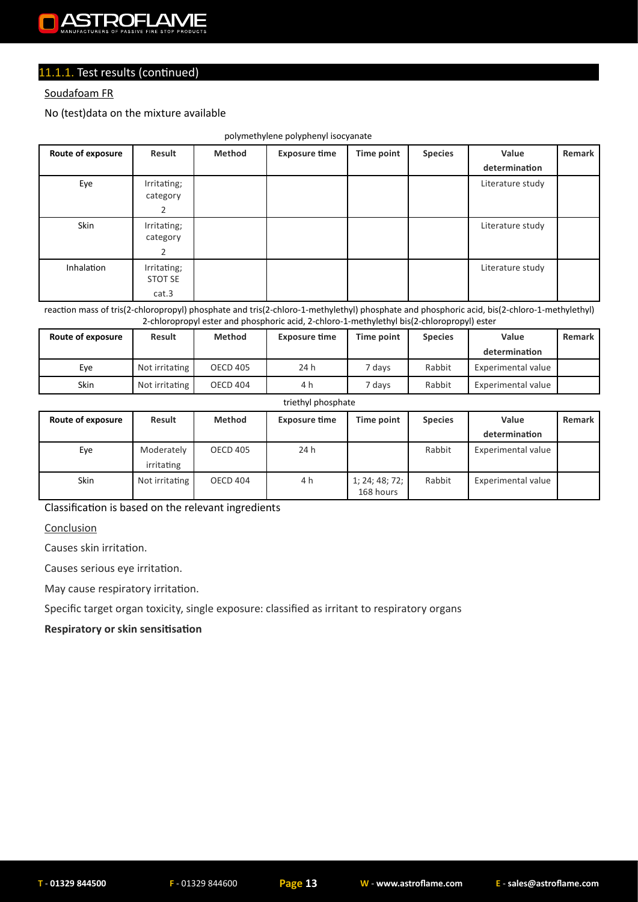### 11.1.1. Test results (continued)

Soudafoam FR

No (test)data on the mixture available

polymethylene polyphenyl isocyanate

| Route of exposure | Result | Method | Exposure time | Time point | Species | Value determination | Remark |
|---|---|---|---|---|---|---|---|
| Eye | Irritating; category 2 | | | | | Literature study | |
| Skin | Irritating; category 2 | | | | | Literature study | |
| Inhalation | Irritating; STOT SE cat.3 | | | | | Literature study | |

reaction mass of tris(2-chloropropyl) phosphate and tris(2-chloro-1-methylethyl) phosphate and phosphoric acid, bis(2-chloro-1-methylethyl) 2-chloropropyl ester and phosphoric acid, 2-chloro-1-methylethyl bis(2-chloropropyl) ester

| Route of exposure | Result | Method | Exposure time | Time point | Species | Value determination | Remark |
|---|---|---|---|---|---|---|---|
| Eye | Not irritating | OECD 405 | 24 h | 7 days | Rabbit | Experimental value | |
| Skin | Not irritating | OECD 404 | 4 h | 7 days | Rabbit | Experimental value | |

triethyl phosphate

| Route of exposure | Result | Method | Exposure time | Time point | Species | Value determination | Remark |
|---|---|---|---|---|---|---|---|
| Eye | Moderately irritating | OECD 405 | 24 h | | Rabbit | Experimental value | |
| Skin | Not irritating | OECD 404 | 4 h | 1; 24; 48; 72; 168 hours | Rabbit | Experimental value | |

Classification is based on the relevant ingredients

Conclusion

Causes skin irritation.

Causes serious eye irritation.

May cause respiratory irritation.

Specific target organ toxicity, single exposure: classified as irritant to respiratory organs

**Respiratory or skin sensitisation**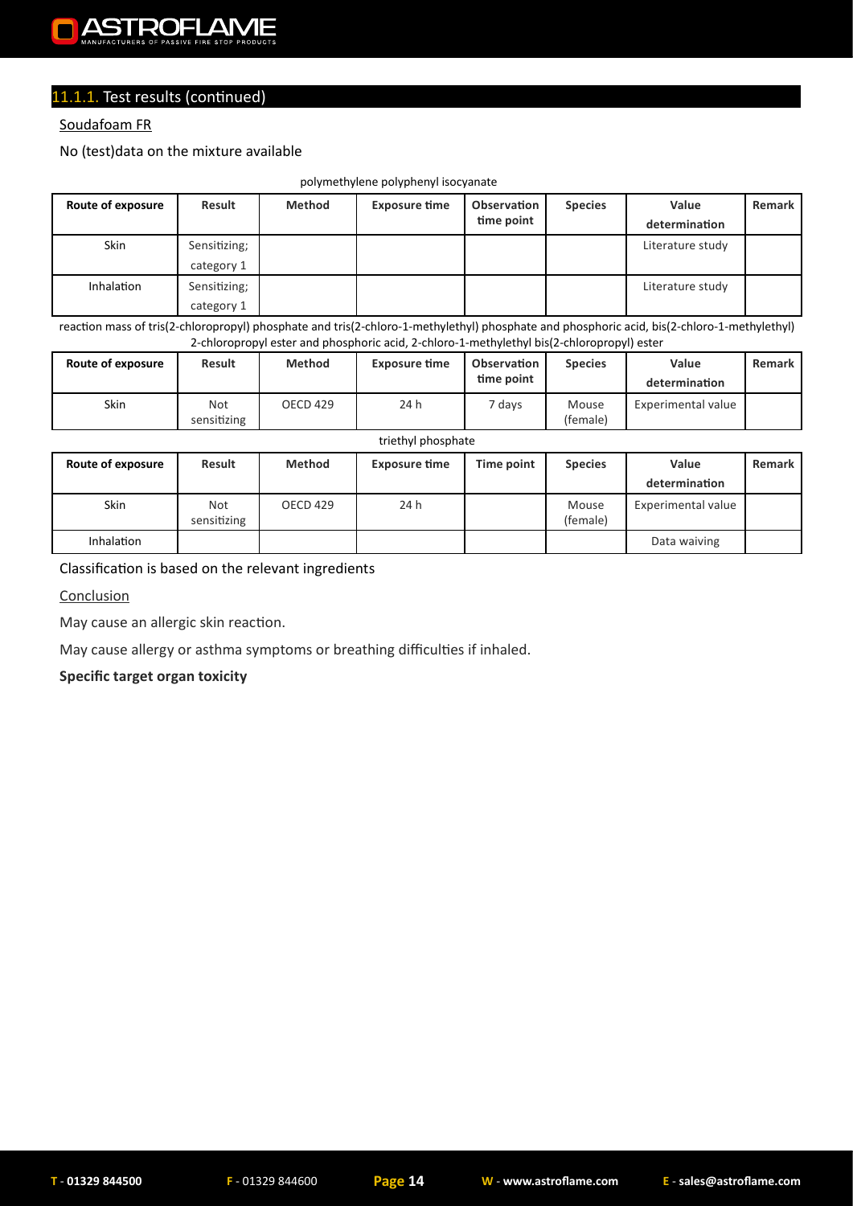## 11.1.1. Test results (continued)

Soudafoam FR

No (test)data on the mixture available

polymethylene polyphenyl isocyanate

| Route of exposure | Result | Method | Exposure time | Observation time point | Species | Value determination | Remark |
|---|---|---|---|---|---|---|---|
| Skin | Sensitizing; category 1 | | | | | Literature study | |
| Inhalation | Sensitizing; category 1 | | | | | Literature study | |

reaction mass of tris(2-chloropropyl) phosphate and tris(2-chloro-1-methylethyl) phosphate and phosphoric acid, bis(2-chloro-1-methylethyl) 2-chloropropyl ester and phosphoric acid, 2-chloro-1-methylethyl bis(2-chloropropyl) ester

| Route of exposure | Result | Method | Exposure time | Observation time point | Species | Value determination | Remark |
|---|---|---|---|---|---|---|---|
| Skin | Not sensitizing | OECD 429 | 24 h | 7 days | Mouse (female) | Experimental value | |

triethyl phosphate

| Route of exposure | Result | Method | Exposure time | Time point | Species | Value determination | Remark |
|---|---|---|---|---|---|---|---|
| Skin | Not sensitizing | OECD 429 | 24 h | | Mouse (female) | Experimental value | |
| Inhalation | | | | | | Data waiving | |

Classification is based on the relevant ingredients

Conclusion

May cause an allergic skin reaction.

May cause allergy or asthma symptoms or breathing difficulties if inhaled.

**Specific target organ toxicity**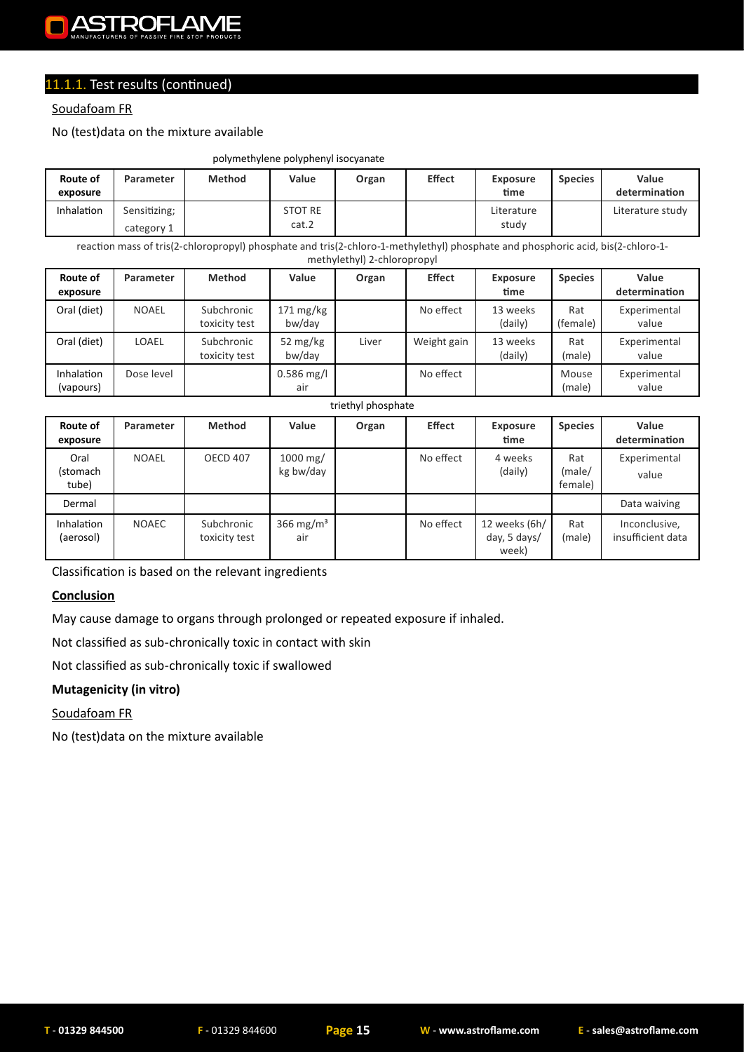## 11.1.1. Test results (continued)

Soudafoam FR

No (test)data on the mixture available

polymethylene polyphenyl isocyanate

| Route of exposure | Parameter | Method | Value | Organ | Effect | Exposure time | Species | Value determination |
|---|---|---|---|---|---|---|---|---|
| Inhalation | Sensitizing; category 1 | | STOT RE cat.2 | | | Literature study | | Literature study |

reaction mass of tris(2-chloropropyl) phosphate and tris(2-chloro-1-methylethyl) phosphate and phosphoric acid, bis(2-chloro-1-methylethyl) 2-chloropropyl

| Route of exposure | Parameter | Method | Value | Organ | Effect | Exposure time | Species | Value determination |
|---|---|---|---|---|---|---|---|---|
| Oral (diet) | NOAEL | Subchronic toxicity test | 171 mg/kg bw/day | | No effect | 13 weeks (daily) | Rat (female) | Experimental value |
| Oral (diet) | LOAEL | Subchronic toxicity test | 52 mg/kg bw/day | Liver | Weight gain | 13 weeks (daily) | Rat (male) | Experimental value |
| Inhalation (vapours) | Dose level | | 0.586 mg/l air | | No effect | | Mouse (male) | Experimental value |

triethyl phosphate

| Route of exposure | Parameter | Method | Value | Organ | Effect | Exposure time | Species | Value determination |
|---|---|---|---|---|---|---|---|---|
| Oral (stomach tube) | NOAEL | OECD 407 | 1000 mg/ kg bw/day | | No effect | 4 weeks (daily) | Rat (male/ female) | Experimental value |
| Dermal | | | | | | | | Data waiving |
| Inhalation (aerosol) | NOAEC | Subchronic toxicity test | 366 mg/m³ air | | No effect | 12 weeks (6h/ day, 5 days/ week) | Rat (male) | Inconclusive, insufficient data |

Classification is based on the relevant ingredients

**Conclusion**

May cause damage to organs through prolonged or repeated exposure if inhaled.

Not classified as sub-chronically toxic in contact with skin

Not classified as sub-chronically toxic if swallowed

**Mutagenicity (in vitro)**

Soudafoam FR

No (test)data on the mixture available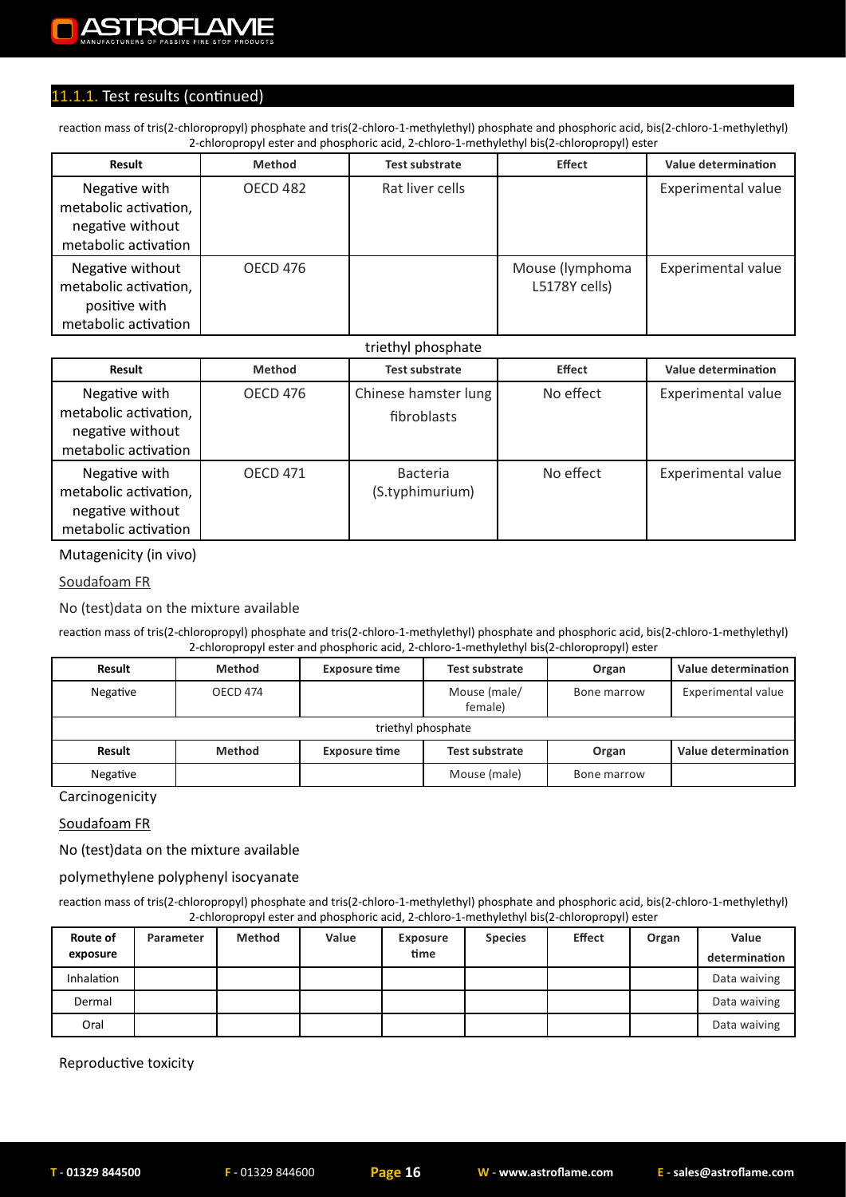### 11.1.1. Test results (continued)

reaction mass of tris(2-chloropropyl) phosphate and tris(2-chloro-1-methylethyl) phosphate and phosphoric acid, bis(2-chloro-1-methylethyl) 2-chloropropyl ester and phosphoric acid, 2-chloro-1-methylethyl bis(2-chloropropyl) ester

| Result | Method | Test substrate | Effect | Value determination |
|---|---|---|---|---|
| Negative with metabolic activation, negative without metabolic activation | OECD 482 | Rat liver cells | | Experimental value |
| Negative without metabolic activation, positive with metabolic activation | OECD 476 | | Mouse (lymphoma L5178Y cells) | Experimental value |

triethyl phosphate

| Result | Method | Test substrate | Effect | Value determination |
|---|---|---|---|---|
| Negative with metabolic activation, negative without metabolic activation | OECD 476 | Chinese hamster lung fibroblasts | No effect | Experimental value |
| Negative with metabolic activation, negative without metabolic activation | OECD 471 | Bacteria (S.typhimurium) | No effect | Experimental value |

Mutagenicity (in vivo)

Soudafoam FR

No (test)data on the mixture available

reaction mass of tris(2-chloropropyl) phosphate and tris(2-chloro-1-methylethyl) phosphate and phosphoric acid, bis(2-chloro-1-methylethyl) 2-chloropropyl ester and phosphoric acid, 2-chloro-1-methylethyl bis(2-chloropropyl) ester

| Result | Method | Exposure time | Test substrate | Organ | Value determination |
|---|---|---|---|---|---|
| Negative | OECD 474 | | Mouse (male/ female) | Bone marrow | Experimental value |
| triethyl phosphate | | | | | |
| **Result** | **Method** | **Exposure time** | **Test substrate** | **Organ** | **Value determination** |
| Negative | | | Mouse (male) | Bone marrow | |

Carcinogenicity

Soudafoam FR

No (test)data on the mixture available

polymethylene polyphenyl isocyanate

reaction mass of tris(2-chloropropyl) phosphate and tris(2-chloro-1-methylethyl) phosphate and phosphoric acid, bis(2-chloro-1-methylethyl) 2-chloropropyl ester and phosphoric acid, 2-chloro-1-methylethyl bis(2-chloropropyl) ester

| Route of exposure | Parameter | Method | Value | Exposure time | Species | Effect | Organ | Value determination |
|---|---|---|---|---|---|---|---|---|
| Inhalation | | | | | | | | Data waiving |
| Dermal | | | | | | | | Data waiving |
| Oral | | | | | | | | Data waiving |

Reproductive toxicity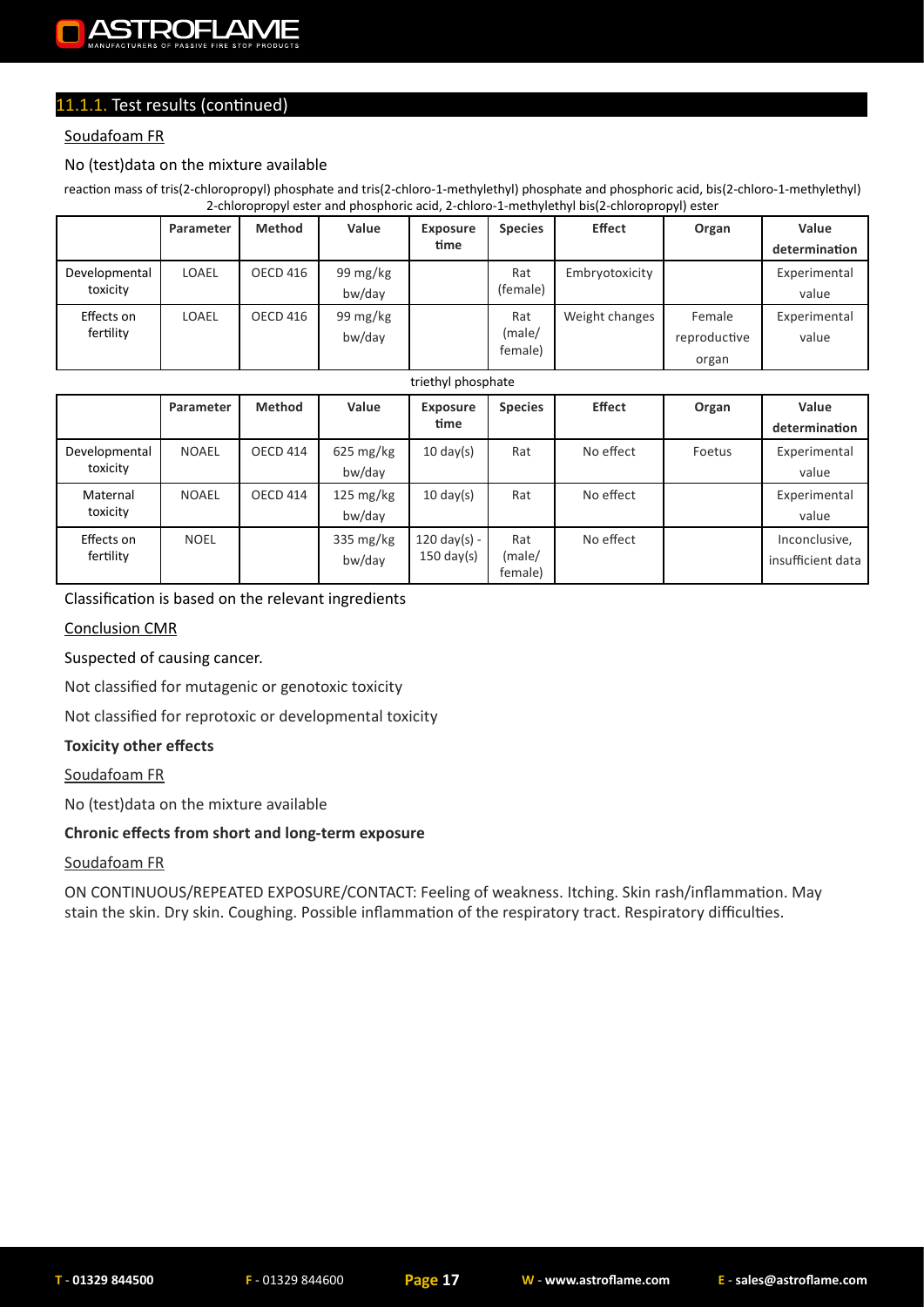### 11.1.1. Test results (continued)

Soudafoam FR

No (test)data on the mixture available

reaction mass of tris(2-chloropropyl) phosphate and tris(2-chloro-1-methylethyl) phosphate and phosphoric acid, bis(2-chloro-1-methylethyl) 2-chloropropyl ester and phosphoric acid, 2-chloro-1-methylethyl bis(2-chloropropyl) ester

| | Parameter | Method | Value | Exposure time | Species | Effect | Organ | Value determination |
|---|---|---|---|---|---|---|---|---|
| Developmental toxicity | LOAEL | OECD 416 | 99 mg/kg bw/day | | Rat (female) | Embryotoxicity | | Experimental value |
| Effects on fertility | LOAEL | OECD 416 | 99 mg/kg bw/day | | Rat (male/ female) | Weight changes | Female reproductive organ | Experimental value |

triethyl phosphate

| | Parameter | Method | Value | Exposure time | Species | Effect | Organ | Value determination |
|---|---|---|---|---|---|---|---|---|
| Developmental toxicity | NOAEL | OECD 414 | 625 mg/kg bw/day | 10 day(s) | Rat | No effect | Foetus | Experimental value |
| Maternal toxicity | NOAEL | OECD 414 | 125 mg/kg bw/day | 10 day(s) | Rat | No effect | | Experimental value |
| Effects on fertility | NOEL | | 335 mg/kg bw/day | 120 day(s) - 150 day(s) | Rat (male/ female) | No effect | | Inconclusive, insufficient data |

Classification is based on the relevant ingredients

Conclusion CMR

Suspected of causing cancer.

Not classified for mutagenic or genotoxic toxicity

Not classified for reprotoxic or developmental toxicity

**Toxicity other effects**

Soudafoam FR

No (test)data on the mixture available

**Chronic effects from short and long-term exposure**

Soudafoam FR

ON CONTINUOUS/REPEATED EXPOSURE/CONTACT: Feeling of weakness. Itching. Skin rash/inflammation. May stain the skin. Dry skin. Coughing. Possible inflammation of the respiratory tract. Respiratory difficulties.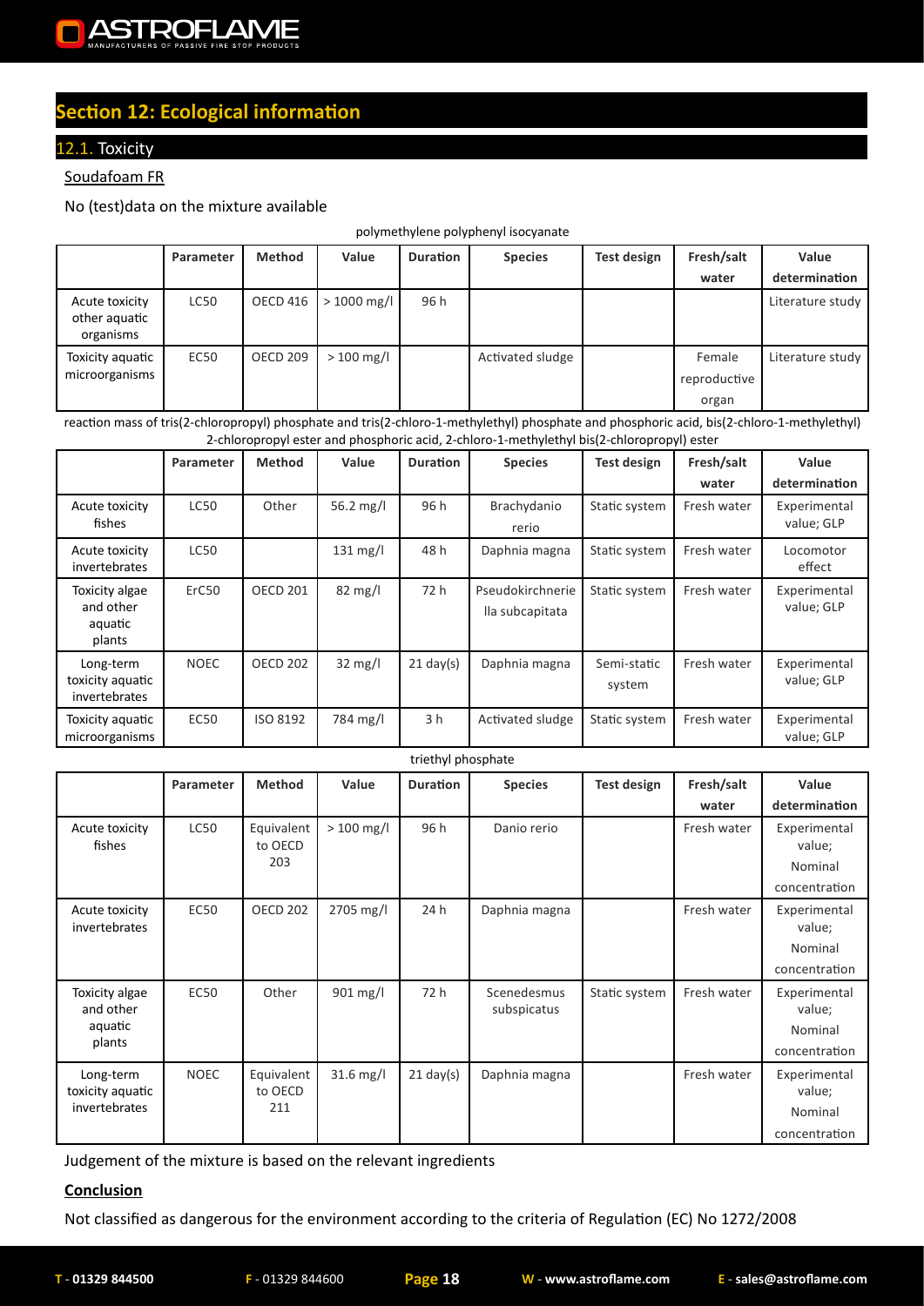## Section 12: Ecological information

### 12.1. Toxicity

Soudafoam FR

No (test)data on the mixture available

polymethylene polyphenyl isocyanate

| | Parameter | Method | Value | Duration | Species | Test design | Fresh/salt water | Value determination |
|---|---|---|---|---|---|---|---|---|
| Acute toxicity other aquatic organisms | LC50 | OECD 416 | > 1000 mg/l | 96 h | | | | Literature study |
| Toxicity aquatic microorganisms | EC50 | OECD 209 | > 100 mg/l | | Activated sludge | | Female reproductive organ | Literature study |

reaction mass of tris(2-chloropropyl) phosphate and tris(2-chloro-1-methylethyl) phosphate and phosphoric acid, bis(2-chloro-1-methylethyl) 2-chloropropyl ester and phosphoric acid, 2-chloro-1-methylethyl bis(2-chloropropyl) ester

| | Parameter | Method | Value | Duration | Species | Test design | Fresh/salt water | Value determination |
|---|---|---|---|---|---|---|---|---|
| Acute toxicity fishes | LC50 | Other | 56.2 mg/l | 96 h | Brachydanio rerio | Static system | Fresh water | Experimental value; GLP |
| Acute toxicity invertebrates | LC50 | | 131 mg/l | 48 h | Daphnia magna | Static system | Fresh water | Locomotor effect |
| Toxicity algae and other aquatic plants | ErC50 | OECD 201 | 82 mg/l | 72 h | Pseudokirchneriella subcapitata | Static system | Fresh water | Experimental value; GLP |
| Long-term toxicity aquatic invertebrates | NOEC | OECD 202 | 32 mg/l | 21 day(s) | Daphnia magna | Semi-static system | Fresh water | Experimental value; GLP |
| Toxicity aquatic microorganisms | EC50 | ISO 8192 | 784 mg/l | 3 h | Activated sludge | Static system | Fresh water | Experimental value; GLP |

triethyl phosphate

| | Parameter | Method | Value | Duration | Species | Test design | Fresh/salt water | Value determination |
|---|---|---|---|---|---|---|---|---|
| Acute toxicity fishes | LC50 | Equivalent to OECD 203 | > 100 mg/l | 96 h | Danio rerio | | Fresh water | Experimental value; Nominal concentration |
| Acute toxicity invertebrates | EC50 | OECD 202 | 2705 mg/l | 24 h | Daphnia magna | | Fresh water | Experimental value; Nominal concentration |
| Toxicity algae and other aquatic plants | EC50 | Other | 901 mg/l | 72 h | Scenedesmus subspicatus | Static system | Fresh water | Experimental value; Nominal concentration |
| Long-term toxicity aquatic invertebrates | NOEC | Equivalent to OECD 211 | 31.6 mg/l | 21 day(s) | Daphnia magna | | Fresh water | Experimental value; Nominal concentration |

Judgement of the mixture is based on the relevant ingredients

**Conclusion**

Not classified as dangerous for the environment according to the criteria of Regulation (EC) No 1272/2008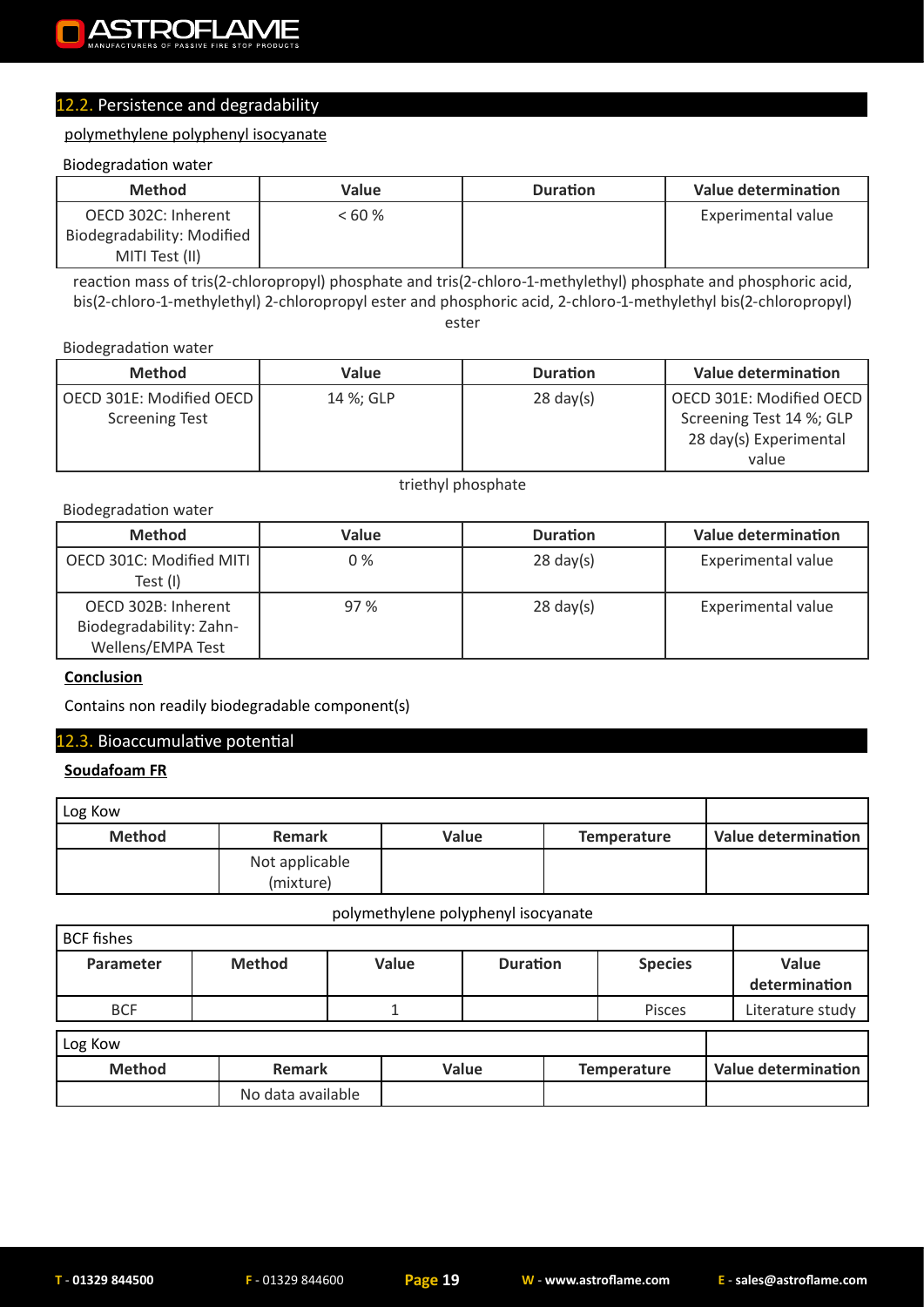## 12.2. Persistence and degradability

polymethylene polyphenyl isocyanate

Biodegradation water

| Method | Value | Duration | Value determination |
|---|---|---|---|
| OECD 302C: Inherent Biodegradability: Modified MITI Test (II) | < 60 % | | Experimental value |

reaction mass of tris(2-chloropropyl) phosphate and tris(2-chloro-1-methylethyl) phosphate and phosphoric acid, bis(2-chloro-1-methylethyl) 2-chloropropyl ester and phosphoric acid, 2-chloro-1-methylethyl bis(2-chloropropyl) ester

Biodegradation water

| Method | Value | Duration | Value determination |
|---|---|---|---|
| OECD 301E: Modified OECD Screening Test | 14 %; GLP | 28 day(s) | OECD 301E: Modified OECD Screening Test 14 %; GLP 28 day(s) Experimental value |

triethyl phosphate

Biodegradation water

| Method | Value | Duration | Value determination |
|---|---|---|---|
| OECD 301C: Modified MITI Test (I) | 0 % | 28 day(s) | Experimental value |
| OECD 302B: Inherent Biodegradability: Zahn-Wellens/EMPA Test | 97 % | 28 day(s) | Experimental value |

**Conclusion**

Contains non readily biodegradable component(s)

## 12.3. Bioaccumulative potential

**Soudafoam FR**

| Log Kow | | | | |
|---|---|---|---|---|
| **Method** | **Remark** | **Value** | **Temperature** | **Value determination** |
| | Not applicable (mixture) | | | |

polymethylene polyphenyl isocyanate

| BCF fishes | | | | | |
|---|---|---|---|---|---|
| **Parameter** | **Method** | **Value** | **Duration** | **Species** | **Value determination** |
| BCF | | 1 | | Pisces | Literature study |

| Log Kow | | | | |
|---|---|---|---|---|
| **Method** | **Remark** | **Value** | **Temperature** | **Value determination** |
| | No data available | | | |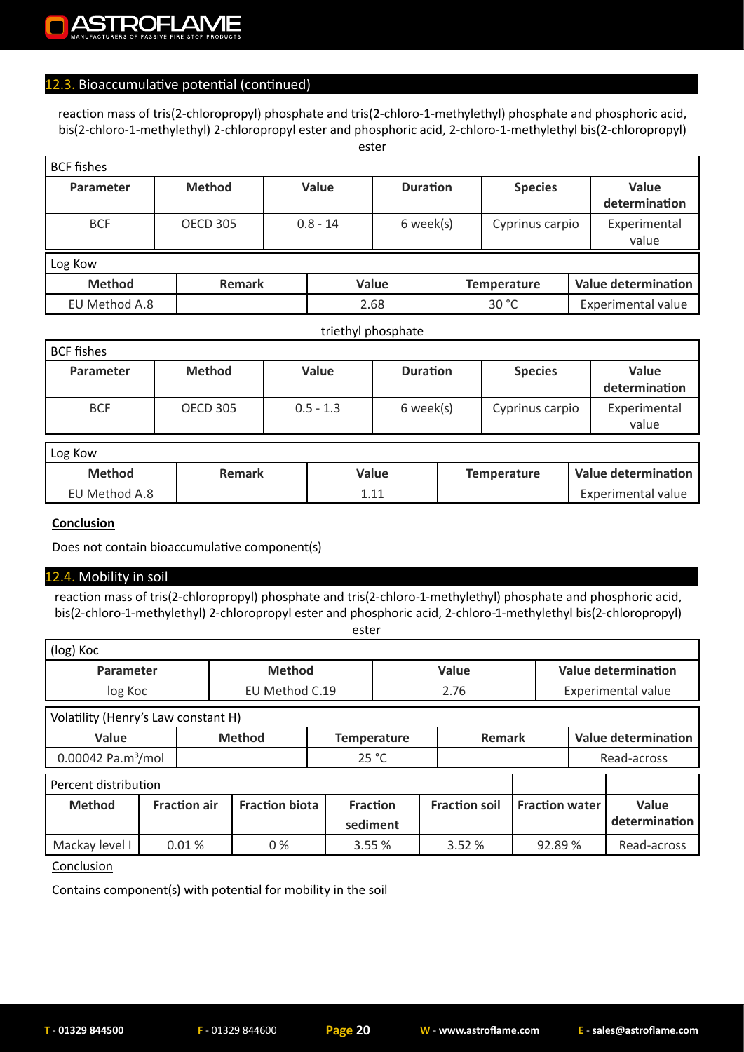## 12.3. Bioaccumulative potential (continued)

reaction mass of tris(2-chloropropyl) phosphate and tris(2-chloro-1-methylethyl) phosphate and phosphoric acid, bis(2-chloro-1-methylethyl) 2-chloropropyl ester and phosphoric acid, 2-chloro-1-methylethyl bis(2-chloropropyl) ester

BCF fishes

| Parameter | Method | Value | Duration | Species | Value determination |
|---|---|---|---|---|---|
| BCF | OECD 305 | 0.8 - 14 | 6 week(s) | Cyprinus carpio | Experimental value |

Log Kow

| Method | Remark | Value | Temperature | Value determination |
|---|---|---|---|---|
| EU Method A.8 | | 2.68 | 30 °C | Experimental value |

triethyl phosphate

BCF fishes

| Parameter | Method | Value | Duration | Species | Value determination |
|---|---|---|---|---|---|
| BCF | OECD 305 | 0.5 - 1.3 | 6 week(s) | Cyprinus carpio | Experimental value |

Log Kow

| Method | Remark | Value | Temperature | Value determination |
|---|---|---|---|---|
| EU Method A.8 | | 1.11 | | Experimental value |

**Conclusion**

Does not contain bioaccumulative component(s)

## 12.4. Mobility in soil

reaction mass of tris(2-chloropropyl) phosphate and tris(2-chloro-1-methylethyl) phosphate and phosphoric acid, bis(2-chloro-1-methylethyl) 2-chloropropyl ester and phosphoric acid, 2-chloro-1-methylethyl bis(2-chloropropyl) ester

(log) Koc

| Parameter | Method | Value | Value determination |
|---|---|---|---|
| log Koc | EU Method C.19 | 2.76 | Experimental value |

Volatility (Henry's Law constant H)

| Value | Method | Temperature | Remark | Value determination |
|---|---|---|---|---|
| 0.00042 Pa.m$^3$/mol | | 25 °C | | Read-across |

Percent distribution

| Method | Fraction air | Fraction biota | Fraction sediment | Fraction soil | Fraction water | Value determination |
|---|---|---|---|---|---|---|
| Mackay level I | 0.01 % | 0 % | 3.55 % | 3.52 % | 92.89 % | Read-across |

Conclusion

Contains component(s) with potential for mobility in the soil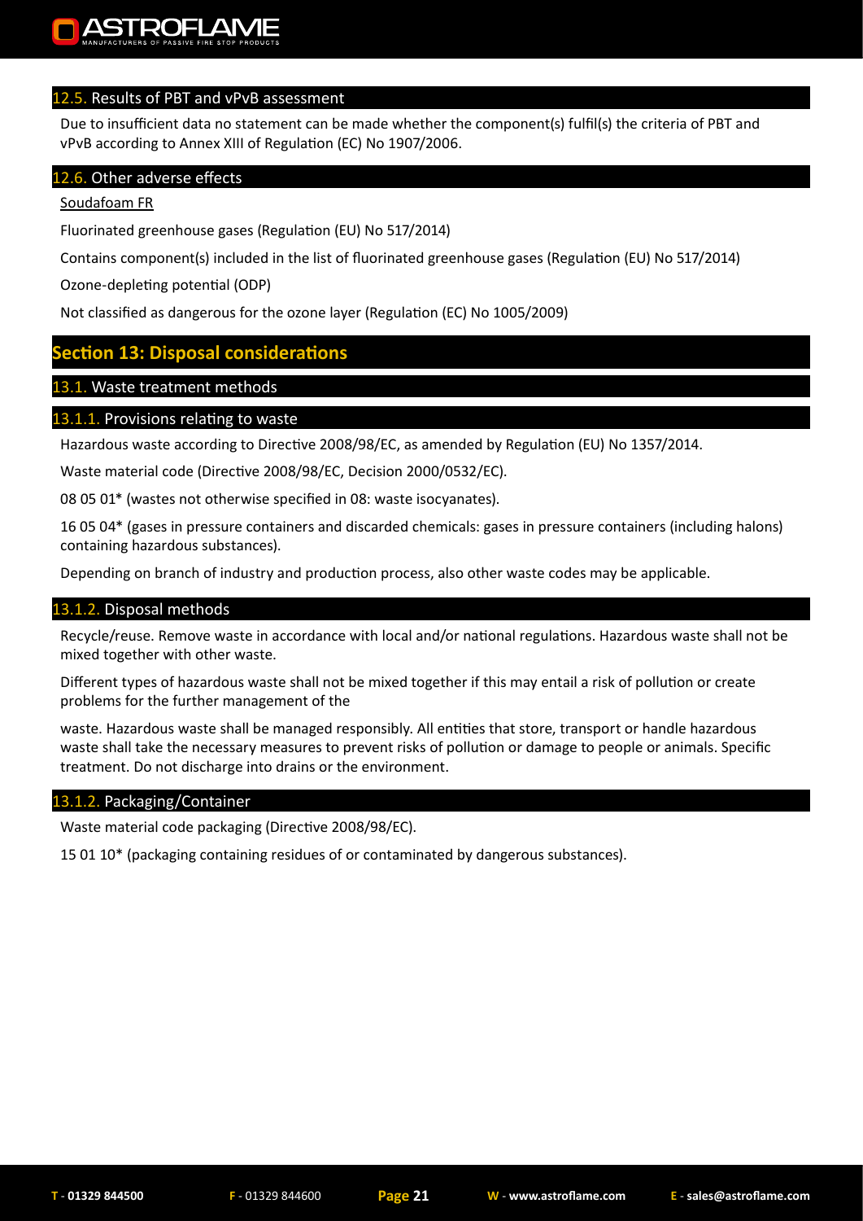### 12.5. Results of PBT and vPvB assessment

Due to insufficient data no statement can be made whether the component(s) fulfil(s) the criteria of PBT and vPvB according to Annex XIII of Regulation (EC) No 1907/2006.

### 12.6. Other adverse effects

Soudafoam FR

Fluorinated greenhouse gases (Regulation (EU) No 517/2014)

Contains component(s) included in the list of fluorinated greenhouse gases (Regulation (EU) No 517/2014)

Ozone-depleting potential (ODP)

Not classified as dangerous for the ozone layer (Regulation (EC) No 1005/2009)

## Section 13: Disposal considerations

### 13.1. Waste treatment methods

#### 13.1.1. Provisions relating to waste

Hazardous waste according to Directive 2008/98/EC, as amended by Regulation (EU) No 1357/2014.

Waste material code (Directive 2008/98/EC, Decision 2000/0532/EC).

08 05 01* (wastes not otherwise specified in 08: waste isocyanates).

16 05 04* (gases in pressure containers and discarded chemicals: gases in pressure containers (including halons) containing hazardous substances).

Depending on branch of industry and production process, also other waste codes may be applicable.

#### 13.1.2. Disposal methods

Recycle/reuse. Remove waste in accordance with local and/or national regulations. Hazardous waste shall not be mixed together with other waste.

Different types of hazardous waste shall not be mixed together if this may entail a risk of pollution or create problems for the further management of the

waste. Hazardous waste shall be managed responsibly. All entities that store, transport or handle hazardous waste shall take the necessary measures to prevent risks of pollution or damage to people or animals. Specific treatment. Do not discharge into drains or the environment.

#### 13.1.2. Packaging/Container

Waste material code packaging (Directive 2008/98/EC).

15 01 10* (packaging containing residues of or contaminated by dangerous substances).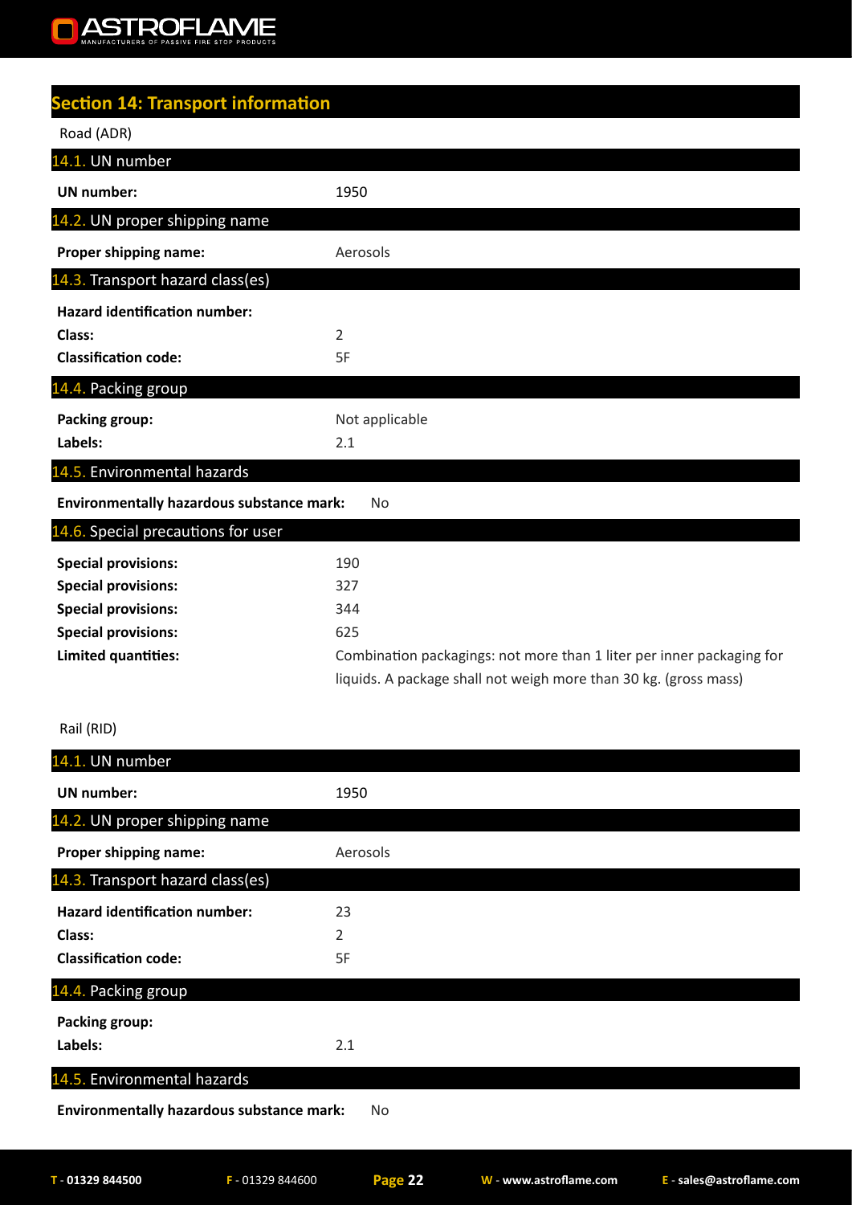## Section 14: Transport information

Road (ADR)

### 14.1. UN number

**UN number:** 1950

### 14.2. UN proper shipping name

**Proper shipping name:** Aerosols

### 14.3. Transport hazard class(es)

**Hazard identification number:**
**Class:** 2
**Classification code:** 5F

### 14.4. Packing group

**Packing group:** Not applicable
**Labels:** 2.1

### 14.5. Environmental hazards

**Environmentally hazardous substance mark:** No

### 14.6. Special precautions for user

**Special provisions:** 190
**Special provisions:** 327
**Special provisions:** 344
**Special provisions:** 625
**Limited quantities:** Combination packagings: not more than 1 liter per inner packaging for liquids. A package shall not weigh more than 30 kg. (gross mass)

Rail (RID)

### 14.1. UN number

**UN number:** 1950

### 14.2. UN proper shipping name

**Proper shipping name:** Aerosols

### 14.3. Transport hazard class(es)

**Hazard identification number:** 23
**Class:** 2
**Classification code:** 5F

### 14.4. Packing group

**Packing group:**
**Labels:** 2.1

### 14.5. Environmental hazards

**Environmentally hazardous substance mark:** No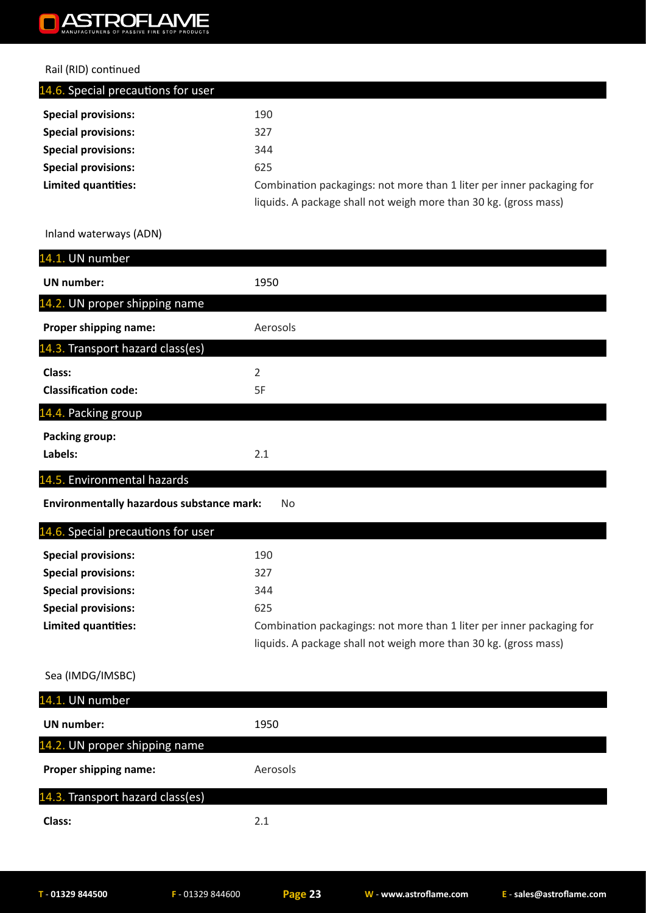Rail (RID) continued

### 14.6. Special precautions for user

**Special provisions:** 190
**Special provisions:** 327
**Special provisions:** 344
**Special provisions:** 625
**Limited quantities:** Combination packagings: not more than 1 liter per inner packaging for liquids. A package shall not weigh more than 30 kg. (gross mass)

Inland waterways (ADN)

### 14.1. UN number

**UN number:** 1950

### 14.2. UN proper shipping name

**Proper shipping name:** Aerosols

### 14.3. Transport hazard class(es)

**Class:** 2
**Classification code:** 5F

### 14.4. Packing group

**Packing group:**
**Labels:** 2.1

### 14.5. Environmental hazards

**Environmentally hazardous substance mark:** No

### 14.6. Special precautions for user

**Special provisions:** 190
**Special provisions:** 327
**Special provisions:** 344
**Special provisions:** 625
**Limited quantities:** Combination packagings: not more than 1 liter per inner packaging for liquids. A package shall not weigh more than 30 kg. (gross mass)

Sea (IMDG/IMSBC)

### 14.1. UN number

**UN number:** 1950

### 14.2. UN proper shipping name

**Proper shipping name:** Aerosols

### 14.3. Transport hazard class(es)

**Class:** 2.1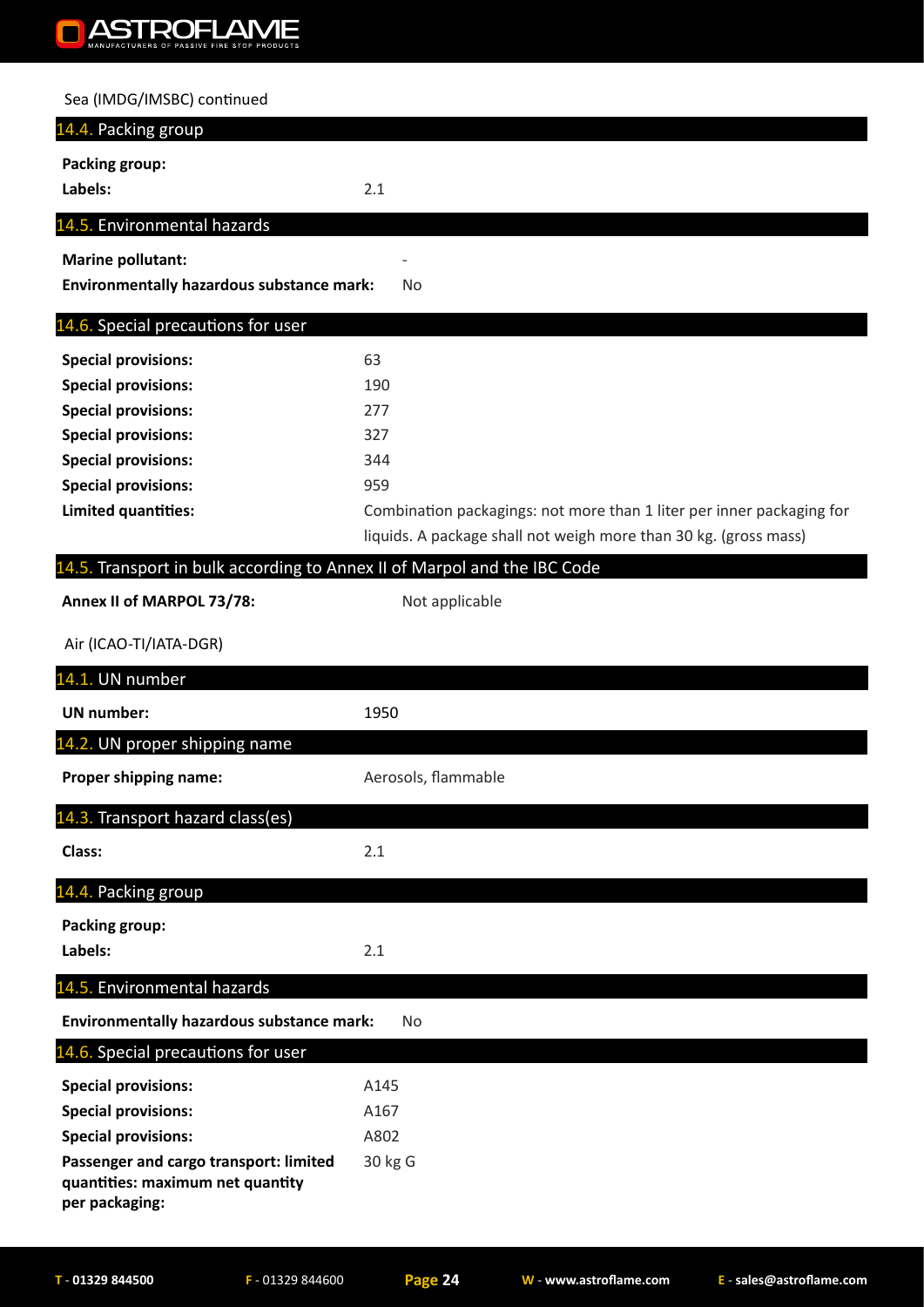Sea (IMDG/IMSBC) continued

### 14.4. Packing group

**Packing group:**

**Labels:** 2.1

### 14.5. Environmental hazards

**Marine pollutant:** -

**Environmentally hazardous substance mark:** No

### 14.6. Special precautions for user

| | |
|---|---|
| **Special provisions:** | 63 |
| **Special provisions:** | 190 |
| **Special provisions:** | 277 |
| **Special provisions:** | 327 |
| **Special provisions:** | 344 |
| **Special provisions:** | 959 |
| **Limited quantities:** | Combination packagings: not more than 1 liter per inner packaging for liquids. A package shall not weigh more than 30 kg. (gross mass) |

### 14.5. Transport in bulk according to Annex II of Marpol and the IBC Code

**Annex II of MARPOL 73/78:** Not applicable

Air (ICAO-TI/IATA-DGR)

### 14.1. UN number

**UN number:** 1950

### 14.2. UN proper shipping name

**Proper shipping name:** Aerosols, flammable

### 14.3. Transport hazard class(es)

**Class:** 2.1

### 14.4. Packing group

**Packing group:**

**Labels:** 2.1

### 14.5. Environmental hazards

**Environmentally hazardous substance mark:** No

### 14.6. Special precautions for user

| | |
|---|---|
| **Special provisions:** | A145 |
| **Special provisions:** | A167 |
| **Special provisions:** | A802 |
| **Passenger and cargo transport: limited quantities: maximum net quantity per packaging:** | 30 kg G |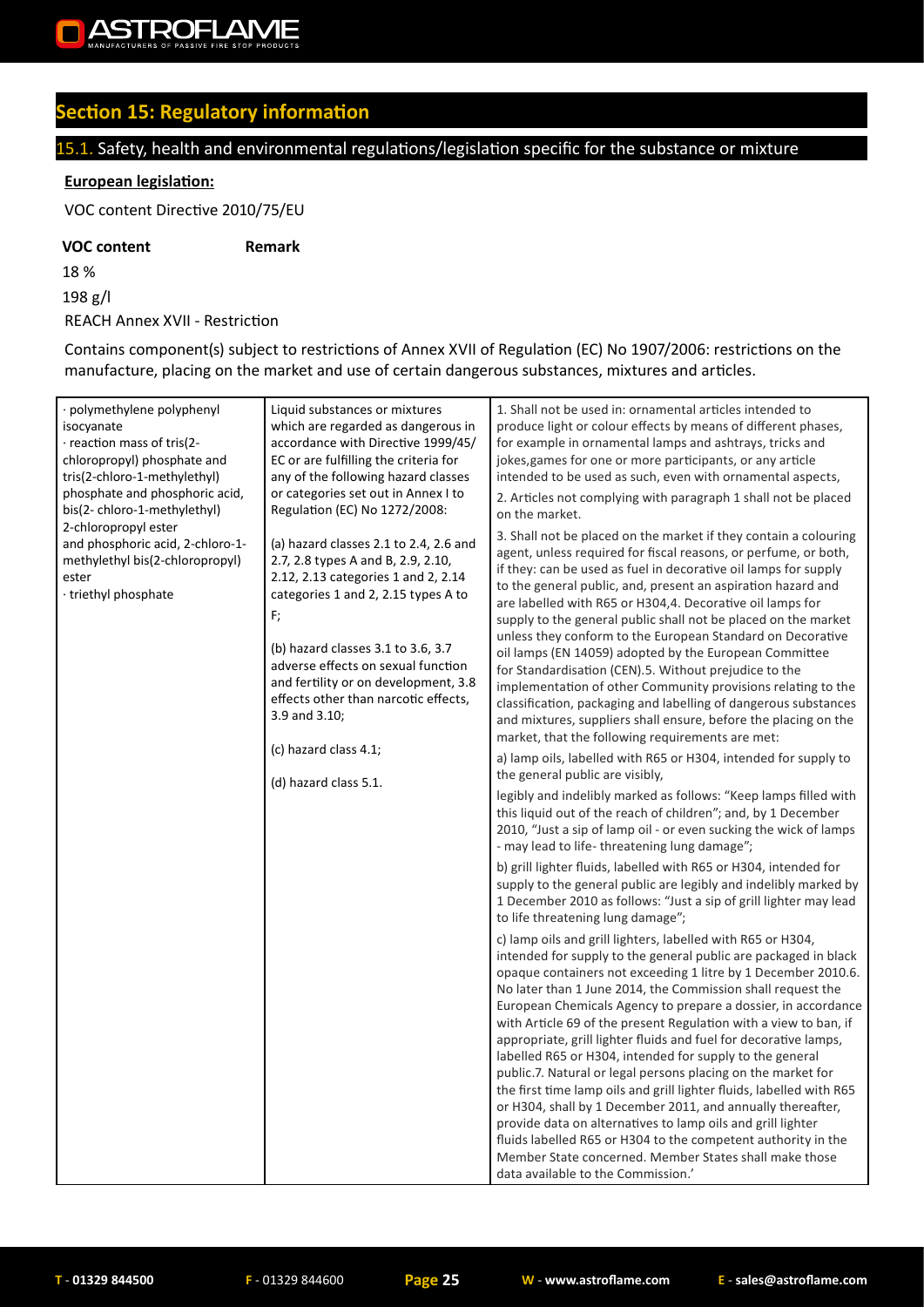# Section 15: Regulatory information

## 15.1. Safety, health and environmental regulations/legislation specific for the substance or mixture

**European legislation:**

VOC content Directive 2010/75/EU

| VOC content | Remark |
|---|---|
| 18 % | |
| 198 g/l | |

REACH Annex XVII - Restriction

Contains component(s) subject to restrictions of Annex XVII of Regulation (EC) No 1907/2006: restrictions on the manufacture, placing on the market and use of certain dangerous substances, mixtures and articles.

| | | |
|---|---|---|
| · polymethylene polyphenyl isocyanate<br>· reaction mass of tris(2-chloropropyl) phosphate and tris(2-chloro-1-methylethyl) phosphate and phosphoric acid, bis(2- chloro-1-methylethyl) 2-chloropropyl ester and phosphoric acid, 2-chloro-1-methylethyl bis(2-chloropropyl) ester<br>· triethyl phosphate | Liquid substances or mixtures which are regarded as dangerous in accordance with Directive 1999/45/ EC or are fulfilling the criteria for any of the following hazard classes or categories set out in Annex I to Regulation (EC) No 1272/2008:<br><br>(a) hazard classes 2.1 to 2.4, 2.6 and 2.7, 2.8 types A and B, 2.9, 2.10, 2.12, 2.13 categories 1 and 2, 2.14 categories 1 and 2, 2.15 types A to F;<br><br>(b) hazard classes 3.1 to 3.6, 3.7 adverse effects on sexual function and fertility or on development, 3.8 effects other than narcotic effects, 3.9 and 3.10;<br><br>(c) hazard class 4.1;<br><br>(d) hazard class 5.1. | 1. Shall not be used in: ornamental articles intended to produce light or colour effects by means of different phases, for example in ornamental lamps and ashtrays, tricks and jokes,games for one or more participants, or any article intended to be used as such, even with ornamental aspects,<br><br>2. Articles not complying with paragraph 1 shall not be placed on the market.<br><br>3. Shall not be placed on the market if they contain a colouring agent, unless required for fiscal reasons, or perfume, or both, if they: can be used as fuel in decorative oil lamps for supply to the general public, and, present an aspiration hazard and are labelled with R65 or H304,4. Decorative oil lamps for supply to the general public shall not be placed on the market unless they conform to the European Standard on Decorative oil lamps (EN 14059) adopted by the European Committee for Standardisation (CEN).5. Without prejudice to the implementation of other Community provisions relating to the classification, packaging and labelling of dangerous substances and mixtures, suppliers shall ensure, before the placing on the market, that the following requirements are met:<br><br>a) lamp oils, labelled with R65 or H304, intended for supply to the general public are visibly,<br><br>legibly and indelibly marked as follows: "Keep lamps filled with this liquid out of the reach of children"; and, by 1 December 2010, "Just a sip of lamp oil - or even sucking the wick of lamps - may lead to life- threatening lung damage";<br><br>b) grill lighter fluids, labelled with R65 or H304, intended for supply to the general public are legibly and indelibly marked by 1 December 2010 as follows: "Just a sip of grill lighter may lead to life threatening lung damage";<br><br>c) lamp oils and grill lighters, labelled with R65 or H304, intended for supply to the general public are packaged in black opaque containers not exceeding 1 litre by 1 December 2010.6. No later than 1 June 2014, the Commission shall request the European Chemicals Agency to prepare a dossier, in accordance with Article 69 of the present Regulation with a view to ban, if appropriate, grill lighter fluids and fuel for decorative lamps, labelled R65 or H304, intended for supply to the general public.7. Natural or legal persons placing on the market for the first time lamp oils and grill lighter fluids, labelled with R65 or H304, shall by 1 December 2011, and annually thereafter, provide data on alternatives to lamp oils and grill lighter fluids labelled R65 or H304 to the competent authority in the Member State concerned. Member States shall make those data available to the Commission.' |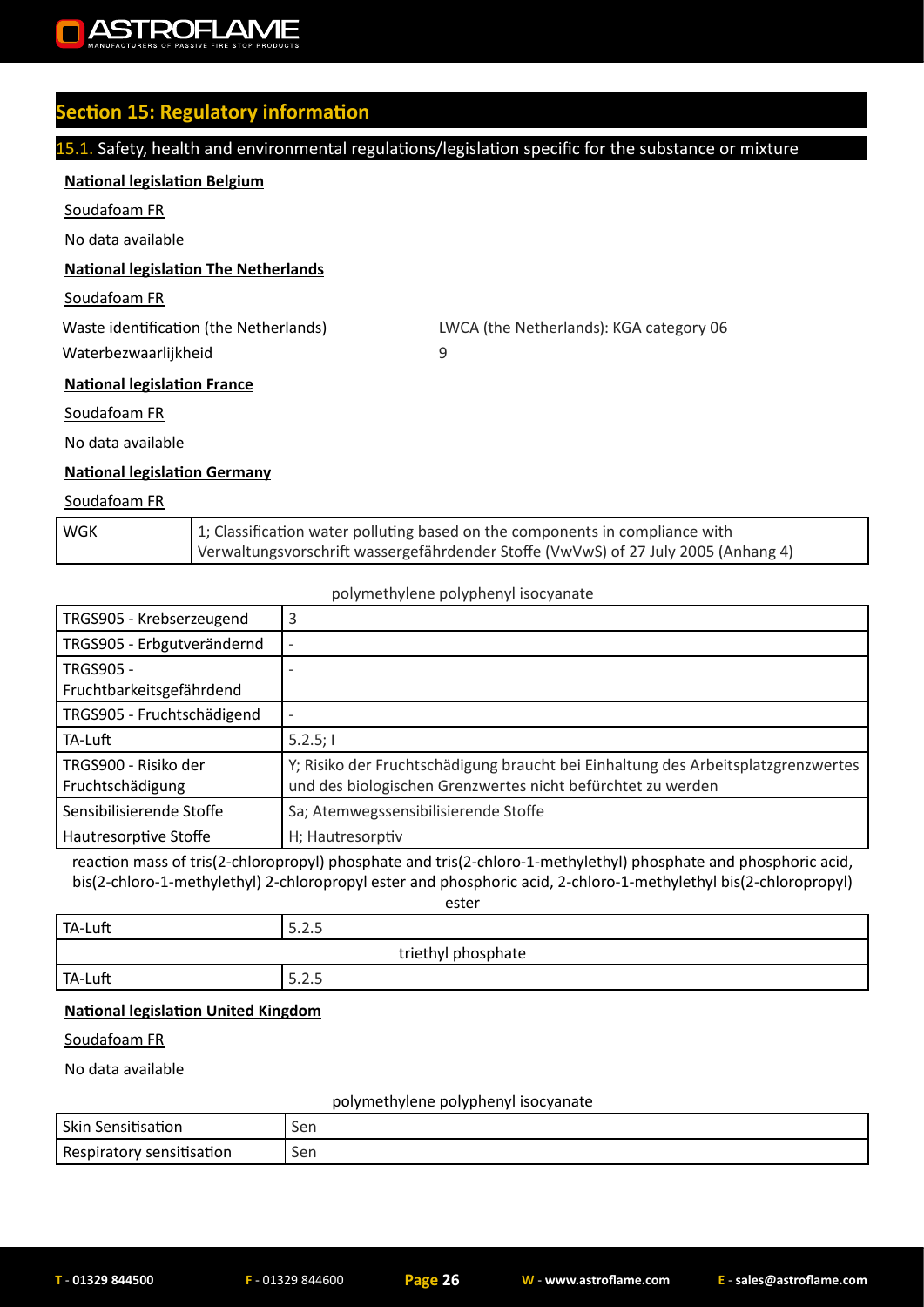## Section 15: Regulatory information

### 15.1. Safety, health and environmental regulations/legislation specific for the substance or mixture

**National legislation Belgium**

Soudafoam FR

No data available

**National legislation The Netherlands**

Soudafoam FR

| | |
|---|---|
| Waste identification (the Netherlands) | LWCA (the Netherlands): KGA category 06 |
| Waterbezwaarlijkheid | 9 |

**National legislation France**

Soudafoam FR

No data available

**National legislation Germany**

Soudafoam FR

| | |
|---|---|
| WGK | 1; Classification water polluting based on the components in compliance with Verwaltungsvorschrift wassergefährdender Stoffe (VwVwS) of 27 July 2005 (Anhang 4) |

polymethylene polyphenyl isocyanate

| | |
|---|---|
| TRGS905 - Krebserzeugend | 3 |
| TRGS905 - Erbgutverändernd | - |
| TRGS905 - Fruchtbarkeitsgefährdend | - |
| TRGS905 - Fruchtschädigend | - |
| TA-Luft | 5.2.5; I |
| TRGS900 - Risiko der Fruchtschädigung | Y; Risiko der Fruchtschädigung braucht bei Einhaltung des Arbeitsplatzgrenzwertes und des biologischen Grenzwertes nicht befürchtet zu werden |
| Sensibilisierende Stoffe | Sa; Atemwegssensibilisierende Stoffe |
| Hautresorptive Stoffe | H; Hautresorptiv |

reaction mass of tris(2-chloropropyl) phosphate and tris(2-chloro-1-methylethyl) phosphate and phosphoric acid, bis(2-chloro-1-methylethyl) 2-chloropropyl ester and phosphoric acid, 2-chloro-1-methylethyl bis(2-chloropropyl) ester

| | |
|---|---|
| TA-Luft | 5.2.5 |

triethyl phosphate

| | |
|---|---|
| TA-Luft | 5.2.5 |

**National legislation United Kingdom**

Soudafoam FR

No data available

polymethylene polyphenyl isocyanate

| | |
|---|---|
| Skin Sensitisation | Sen |
| Respiratory sensitisation | Sen |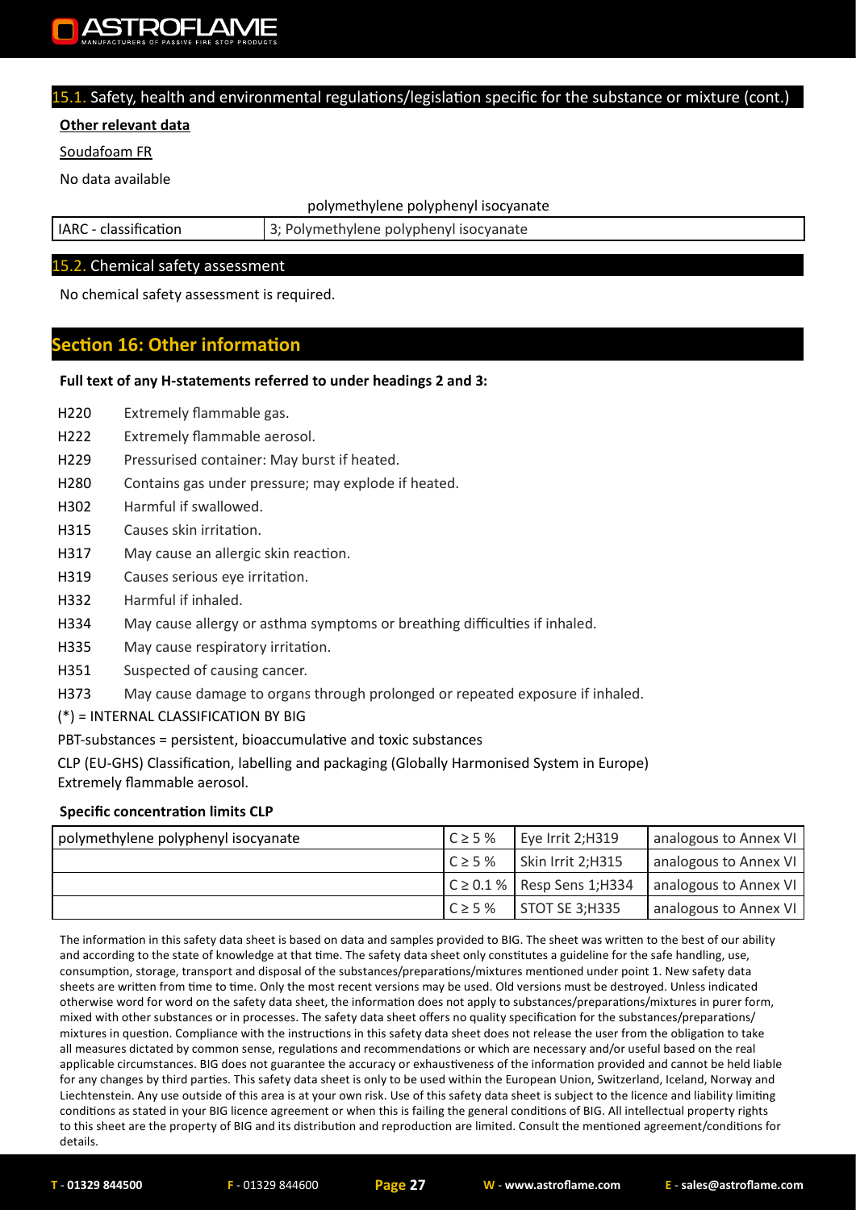## 15.1. Safety, health and environmental regulations/legislation specific for the substance or mixture (cont.)

**Other relevant data**

Soudafoam FR

No data available

| | polymethylene polyphenyl isocyanate |
|---|---|
| IARC - classification | 3; Polymethylene polyphenyl isocyanate |

## 15.2. Chemical safety assessment

No chemical safety assessment is required.

# Section 16: Other information

**Full text of any H-statements referred to under headings 2 and 3:**

H220 Extremely flammable gas.

H222 Extremely flammable aerosol.

H229 Pressurised container: May burst if heated.

H280 Contains gas under pressure; may explode if heated.

H302 Harmful if swallowed.

H315 Causes skin irritation.

H317 May cause an allergic skin reaction.

H319 Causes serious eye irritation.

H332 Harmful if inhaled.

H334 May cause allergy or asthma symptoms or breathing difficulties if inhaled.

H335 May cause respiratory irritation.

H351 Suspected of causing cancer.

H373 May cause damage to organs through prolonged or repeated exposure if inhaled.

(*) = INTERNAL CLASSIFICATION BY BIG

PBT-substances = persistent, bioaccumulative and toxic substances

CLP (EU-GHS) Classification, labelling and packaging (Globally Harmonised System in Europe)
Extremely flammable aerosol.

**Specific concentration limits CLP**

| | | | |
|---|---|---|---|
| polymethylene polyphenyl isocyanate | C ≥ 5 % | Eye Irrit 2;H319 | analogous to Annex VI |
| | C ≥ 5 % | Skin Irrit 2;H315 | analogous to Annex VI |
| | C ≥ 0.1 % | Resp Sens 1;H334 | analogous to Annex VI |
| | C ≥ 5 % | STOT SE 3;H335 | analogous to Annex VI |

The information in this safety data sheet is based on data and samples provided to BIG. The sheet was written to the best of our ability and according to the state of knowledge at that time. The safety data sheet only constitutes a guideline for the safe handling, use, consumption, storage, transport and disposal of the substances/preparations/mixtures mentioned under point 1. New safety data sheets are written from time to time. Only the most recent versions may be used. Old versions must be destroyed. Unless indicated otherwise word for word on the safety data sheet, the information does not apply to substances/preparations/mixtures in purer form, mixed with other substances or in processes. The safety data sheet offers no quality specification for the substances/preparations/mixtures in question. Compliance with the instructions in this safety data sheet does not release the user from the obligation to take all measures dictated by common sense, regulations and recommendations or which are necessary and/or useful based on the real applicable circumstances. BIG does not guarantee the accuracy or exhaustiveness of the information provided and cannot be held liable for any changes by third parties. This safety data sheet is only to be used within the European Union, Switzerland, Iceland, Norway and Liechtenstein. Any use outside of this area is at your own risk. Use of this safety data sheet is subject to the licence and liability limiting conditions as stated in your BIG licence agreement or when this is failing the general conditions of BIG. All intellectual property rights to this sheet are the property of BIG and its distribution and reproduction are limited. Consult the mentioned agreement/conditions for details.